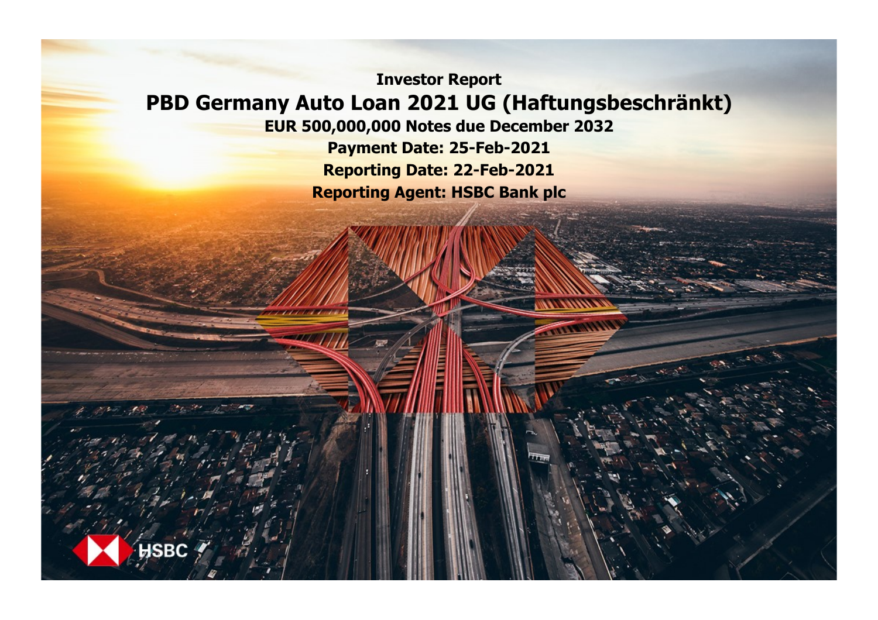**Investor Report**

# PBD Germany Auto Loan 2021 UG (Haftungsbeschränkt)

**EUR 500,000,000 Notes due December 2032**

**Payment Date: 25-Feb-2021**

**Reporting Date: 22-Feb-2021**

**Reporting Agent: HSBC Bank plc**

HSBC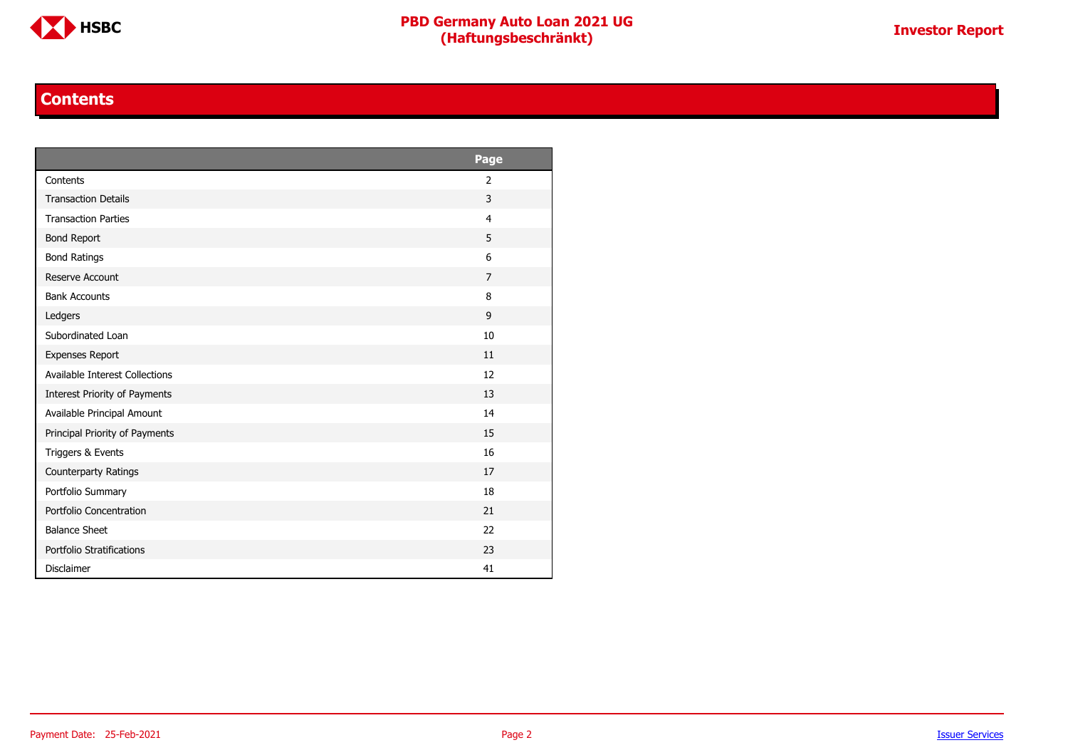## Contents

| | Page |
|---|---|
| Contents | 2 |
| Transaction Details | 3 |
| Transaction Parties | 4 |
| Bond Report | 5 |
| Bond Ratings | 6 |
| Reserve Account | 7 |
| Bank Accounts | 8 |
| Ledgers | 9 |
| Subordinated Loan | 10 |
| Expenses Report | 11 |
| Available Interest Collections | 12 |
| Interest Priority of Payments | 13 |
| Available Principal Amount | 14 |
| Principal Priority of Payments | 15 |
| Triggers & Events | 16 |
| Counterparty Ratings | 17 |
| Portfolio Summary | 18 |
| Portfolio Concentration | 21 |
| Balance Sheet | 22 |
| Portfolio Stratifications | 23 |
| Disclaimer | 41 |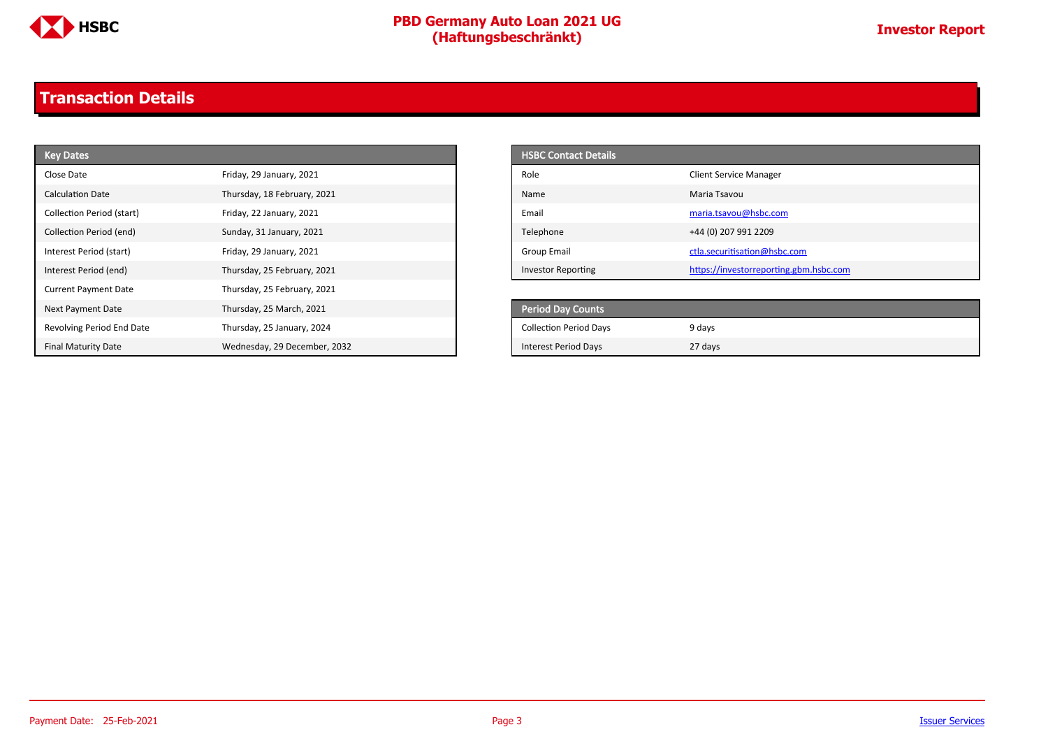# Transaction Details

| Key Dates | |
|---|---|
| Close Date | Friday, 29 January, 2021 |
| Calculation Date | Thursday, 18 February, 2021 |
| Collection Period (start) | Friday, 22 January, 2021 |
| Collection Period (end) | Sunday, 31 January, 2021 |
| Interest Period (start) | Friday, 29 January, 2021 |
| Interest Period (end) | Thursday, 25 February, 2021 |
| Current Payment Date | Thursday, 25 February, 2021 |
| Next Payment Date | Thursday, 25 March, 2021 |
| Revolving Period End Date | Thursday, 25 January, 2024 |
| Final Maturity Date | Wednesday, 29 December, 2032 |

| HSBC Contact Details | |
|---|---|
| Role | Client Service Manager |
| Name | Maria Tsavou |
| Email | maria.tsavou@hsbc.com |
| Telephone | +44 (0) 207 991 2209 |
| Group Email | ctla.securitisation@hsbc.com |
| Investor Reporting | https://investorreporting.gbm.hsbc.com |

| Period Day Counts | |
|---|---|
| Collection Period Days | 9 days |
| Interest Period Days | 27 days |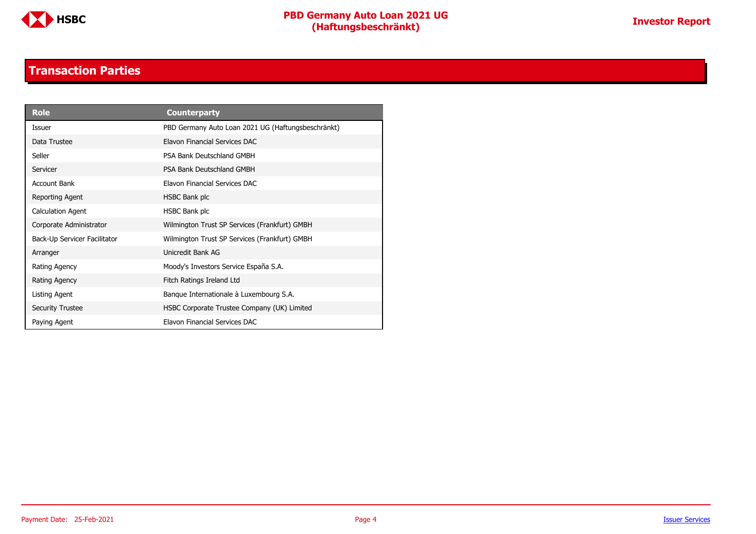## Transaction Parties

| Role | Counterparty |
|---|---|
| Issuer | PBD Germany Auto Loan 2021 UG (Haftungsbeschränkt) |
| Data Trustee | Elavon Financial Services DAC |
| Seller | PSA Bank Deutschland GMBH |
| Servicer | PSA Bank Deutschland GMBH |
| Account Bank | Elavon Financial Services DAC |
| Reporting Agent | HSBC Bank plc |
| Calculation Agent | HSBC Bank plc |
| Corporate Administrator | Wilmington Trust SP Services (Frankfurt) GMBH |
| Back-Up Servicer Facilitator | Wilmington Trust SP Services (Frankfurt) GMBH |
| Arranger | Unicredit Bank AG |
| Rating Agency | Moody's Investors Service España S.A. |
| Rating Agency | Fitch Ratings Ireland Ltd |
| Listing Agent | Banque Internationale à Luxembourg S.A. |
| Security Trustee | HSBC Corporate Trustee Company (UK) Limited |
| Paying Agent | Elavon Financial Services DAC |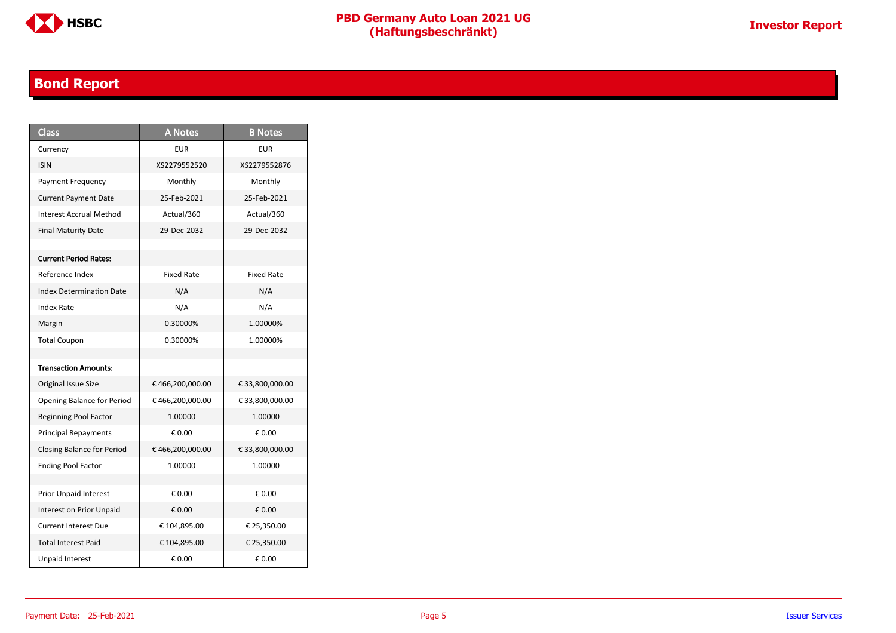## Bond Report

| Class | A Notes | B Notes |
|---|---|---|
| Currency | EUR | EUR |
| ISIN | XS2279552520 | XS2279552876 |
| Payment Frequency | Monthly | Monthly |
| Current Payment Date | 25-Feb-2021 | 25-Feb-2021 |
| Interest Accrual Method | Actual/360 | Actual/360 |
| Final Maturity Date | 29-Dec-2032 | 29-Dec-2032 |
| | | |
| **Current Period Rates:** | | |
| Reference Index | Fixed Rate | Fixed Rate |
| Index Determination Date | N/A | N/A |
| Index Rate | N/A | N/A |
| Margin | 0.30000% | 1.00000% |
| Total Coupon | 0.30000% | 1.00000% |
| | | |
| **Transaction Amounts:** | | |
| Original Issue Size | € 466,200,000.00 | € 33,800,000.00 |
| Opening Balance for Period | € 466,200,000.00 | € 33,800,000.00 |
| Beginning Pool Factor | 1.00000 | 1.00000 |
| Principal Repayments | € 0.00 | € 0.00 |
| Closing Balance for Period | € 466,200,000.00 | € 33,800,000.00 |
| Ending Pool Factor | 1.00000 | 1.00000 |
| | | |
| Prior Unpaid Interest | € 0.00 | € 0.00 |
| Interest on Prior Unpaid | € 0.00 | € 0.00 |
| Current Interest Due | € 104,895.00 | € 25,350.00 |
| Total Interest Paid | € 104,895.00 | € 25,350.00 |
| Unpaid Interest | € 0.00 | € 0.00 |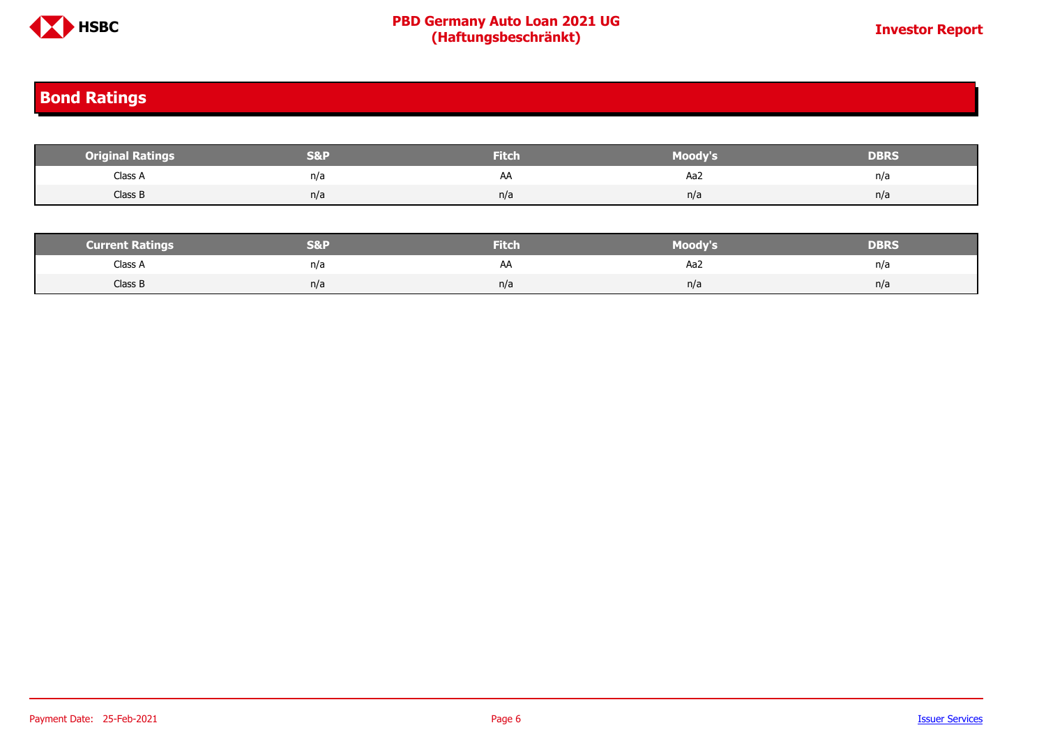## Bond Ratings

| Original Ratings | S&P | Fitch | Moody's | DBRS |
|---|---|---|---|---|
| Class A | n/a | AA | Aa2 | n/a |
| Class B | n/a | n/a | n/a | n/a |

| Current Ratings | S&P | Fitch | Moody's | DBRS |
|---|---|---|---|---|
| Class A | n/a | AA | Aa2 | n/a |
| Class B | n/a | n/a | n/a | n/a |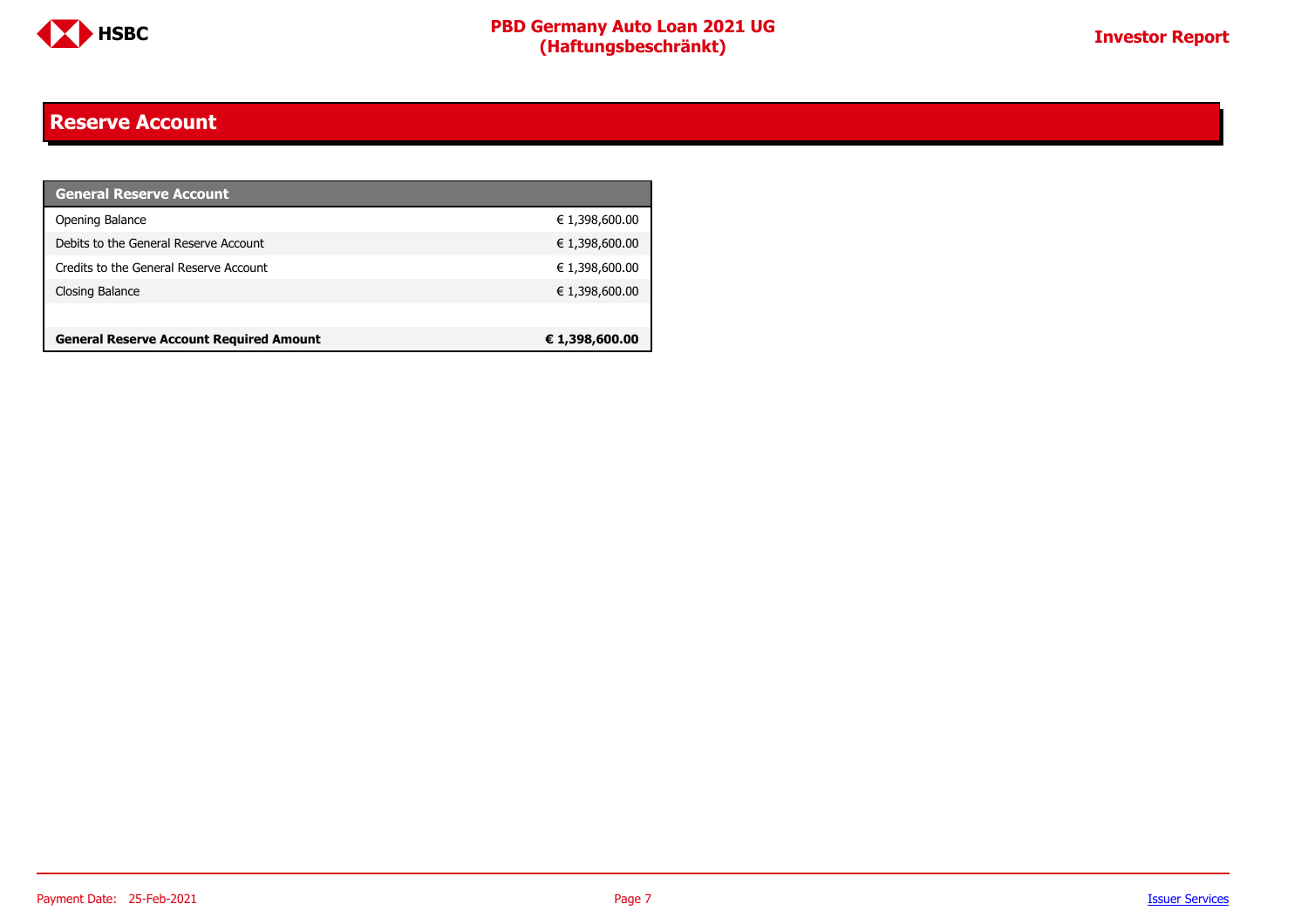## Reserve Account

| General Reserve Account | |
|---|---|
| Opening Balance | € 1,398,600.00 |
| Debits to the General Reserve Account | € 1,398,600.00 |
| Credits to the General Reserve Account | € 1,398,600.00 |
| Closing Balance | € 1,398,600.00 |
| | |
| **General Reserve Account Required Amount** | **€ 1,398,600.00** |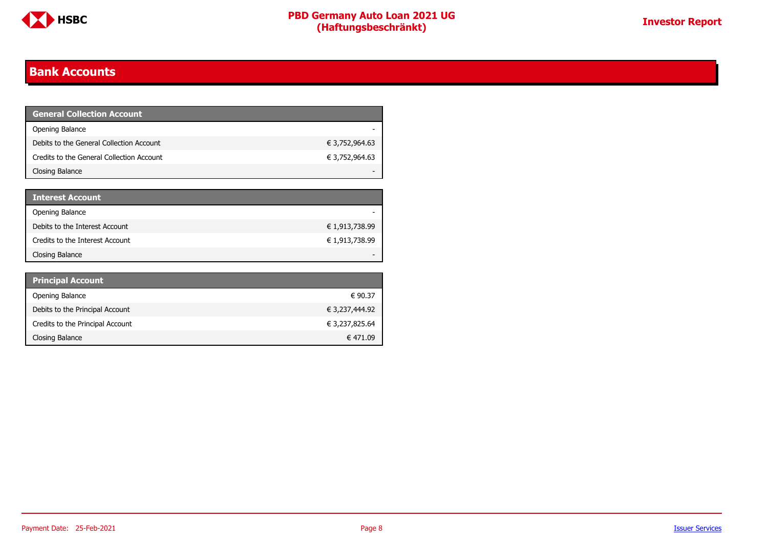## Bank Accounts

| General Collection Account | |
|---|---|
| Opening Balance | - |
| Debits to the General Collection Account | € 3,752,964.63 |
| Credits to the General Collection Account | € 3,752,964.63 |
| Closing Balance | - |

| Interest Account | |
|---|---|
| Opening Balance | - |
| Debits to the Interest Account | € 1,913,738.99 |
| Credits to the Interest Account | € 1,913,738.99 |
| Closing Balance | - |

| Principal Account | |
|---|---|
| Opening Balance | € 90.37 |
| Debits to the Principal Account | € 3,237,444.92 |
| Credits to the Principal Account | € 3,237,825.64 |
| Closing Balance | € 471.09 |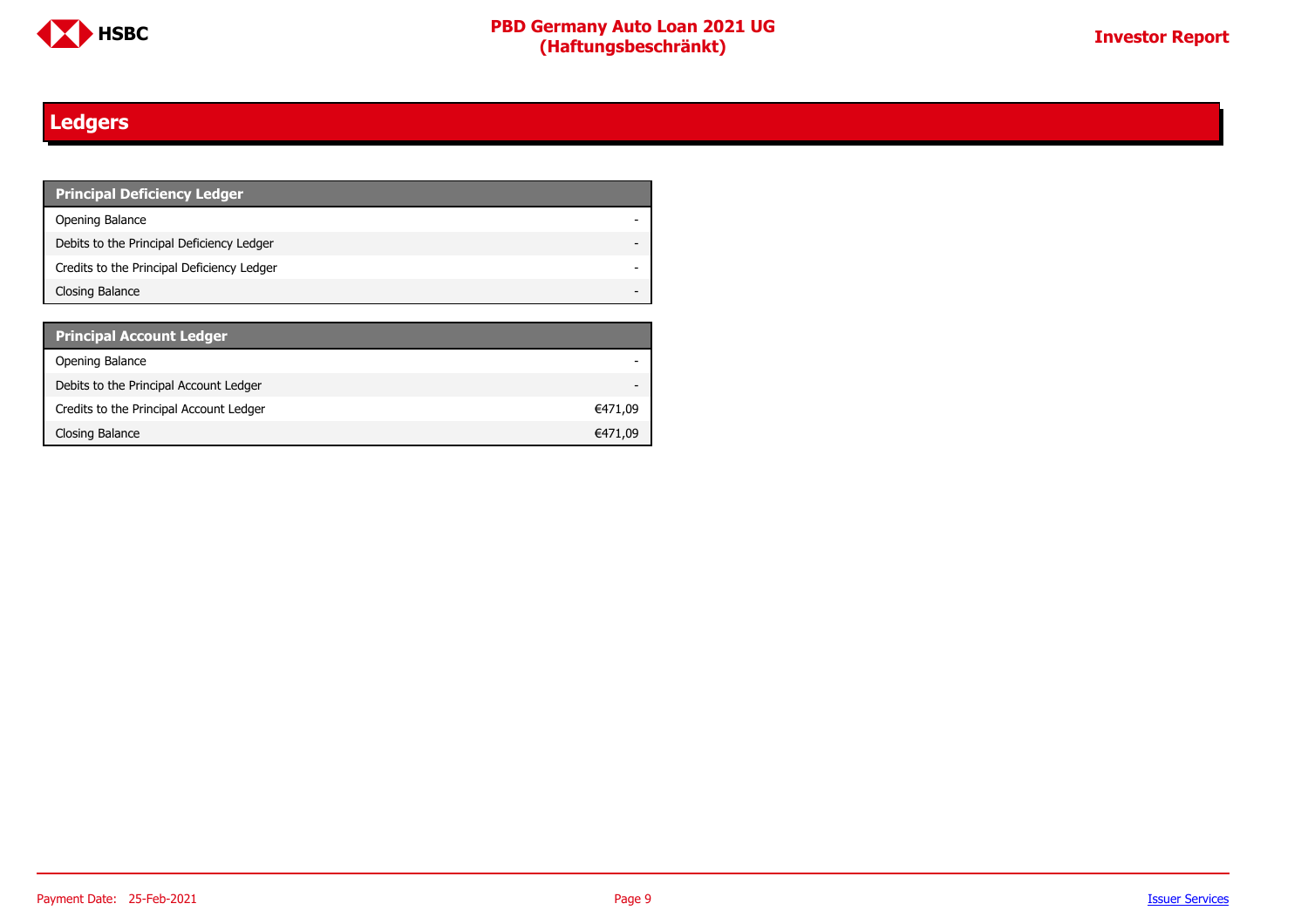# Ledgers

| Principal Deficiency Ledger | |
|---|---|
| Opening Balance | - |
| Debits to the Principal Deficiency Ledger | - |
| Credits to the Principal Deficiency Ledger | - |
| Closing Balance | - |

| Principal Account Ledger | |
|---|---|
| Opening Balance | - |
| Debits to the Principal Account Ledger | - |
| Credits to the Principal Account Ledger | €471,09 |
| Closing Balance | €471,09 |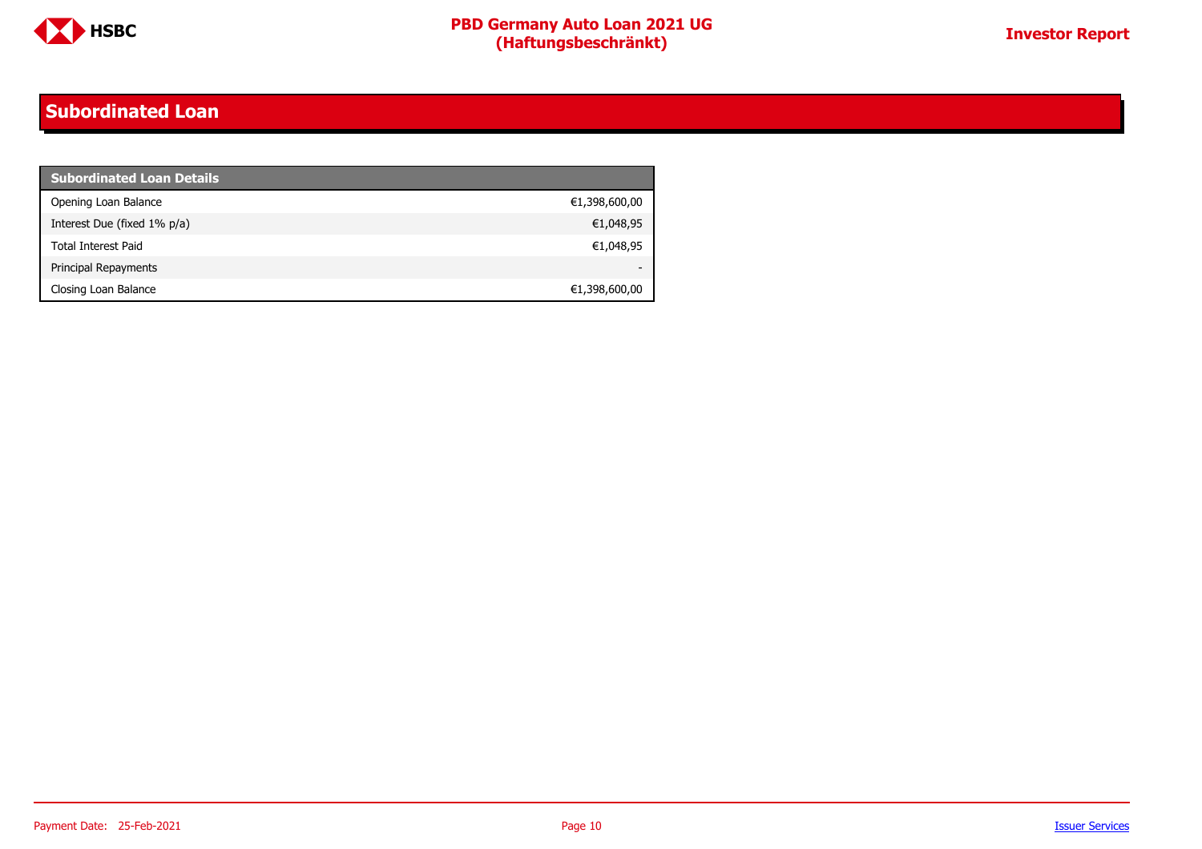## Subordinated Loan

| Subordinated Loan Details | |
|---|---|
| Opening Loan Balance | €1,398,600,00 |
| Interest Due (fixed 1% p/a) | €1,048,95 |
| Total Interest Paid | €1,048,95 |
| Principal Repayments | - |
| Closing Loan Balance | €1,398,600,00 |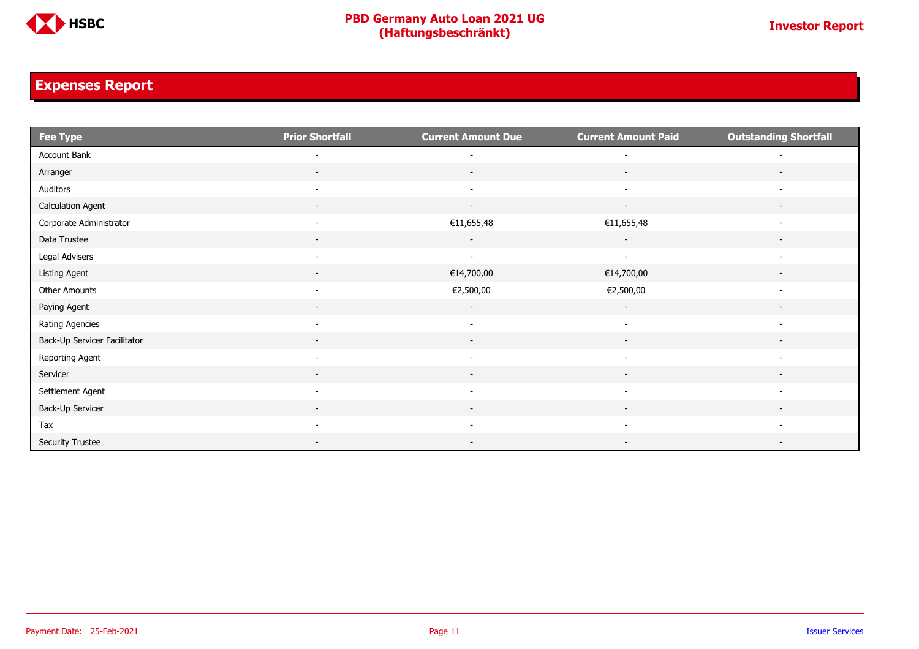## Expenses Report

| Fee Type | Prior Shortfall | Current Amount Due | Current Amount Paid | Outstanding Shortfall |
|---|---|---|---|---|
| Account Bank | - | - | - | - |
| Arranger | - | - | - | - |
| Auditors | - | - | - | - |
| Calculation Agent | - | - | - | - |
| Corporate Administrator | - | €11,655,48 | €11,655,48 | - |
| Data Trustee | - | - | - | - |
| Legal Advisers | - | - | - | - |
| Listing Agent | - | €14,700,00 | €14,700,00 | - |
| Other Amounts | - | €2,500,00 | €2,500,00 | - |
| Paying Agent | - | - | - | - |
| Rating Agencies | - | - | - | - |
| Back-Up Servicer Facilitator | - | - | - | - |
| Reporting Agent | - | - | - | - |
| Servicer | - | - | - | - |
| Settlement Agent | - | - | - | - |
| Back-Up Servicer | - | - | - | - |
| Tax | - | - | - | - |
| Security Trustee | - | - | - | - |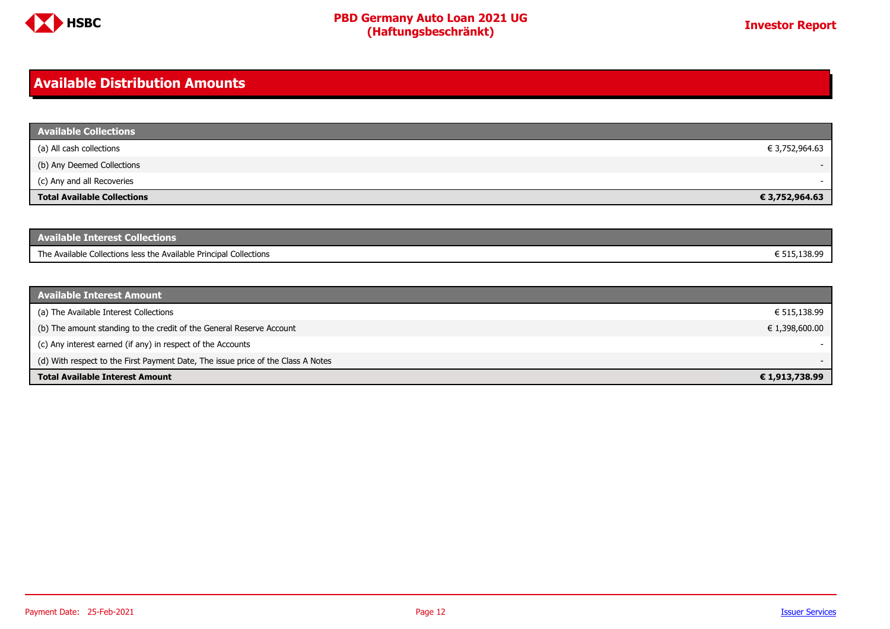## Available Distribution Amounts

| Available Collections | |
|---|---|
| (a) All cash collections | € 3,752,964.63 |
| (b) Any Deemed Collections | - |
| (c) Any and all Recoveries | - |
| **Total Available Collections** | **€ 3,752,964.63** |

| Available Interest Collections | |
|---|---|
| The Available Collections less the Available Principal Collections | € 515,138.99 |

| Available Interest Amount | |
|---|---|
| (a) The Available Interest Collections | € 515,138.99 |
| (b) The amount standing to the credit of the General Reserve Account | € 1,398,600.00 |
| (c) Any interest earned (if any) in respect of the Accounts | - |
| (d) With respect to the First Payment Date, The issue price of the Class A Notes | - |
| **Total Available Interest Amount** | **€ 1,913,738.99** |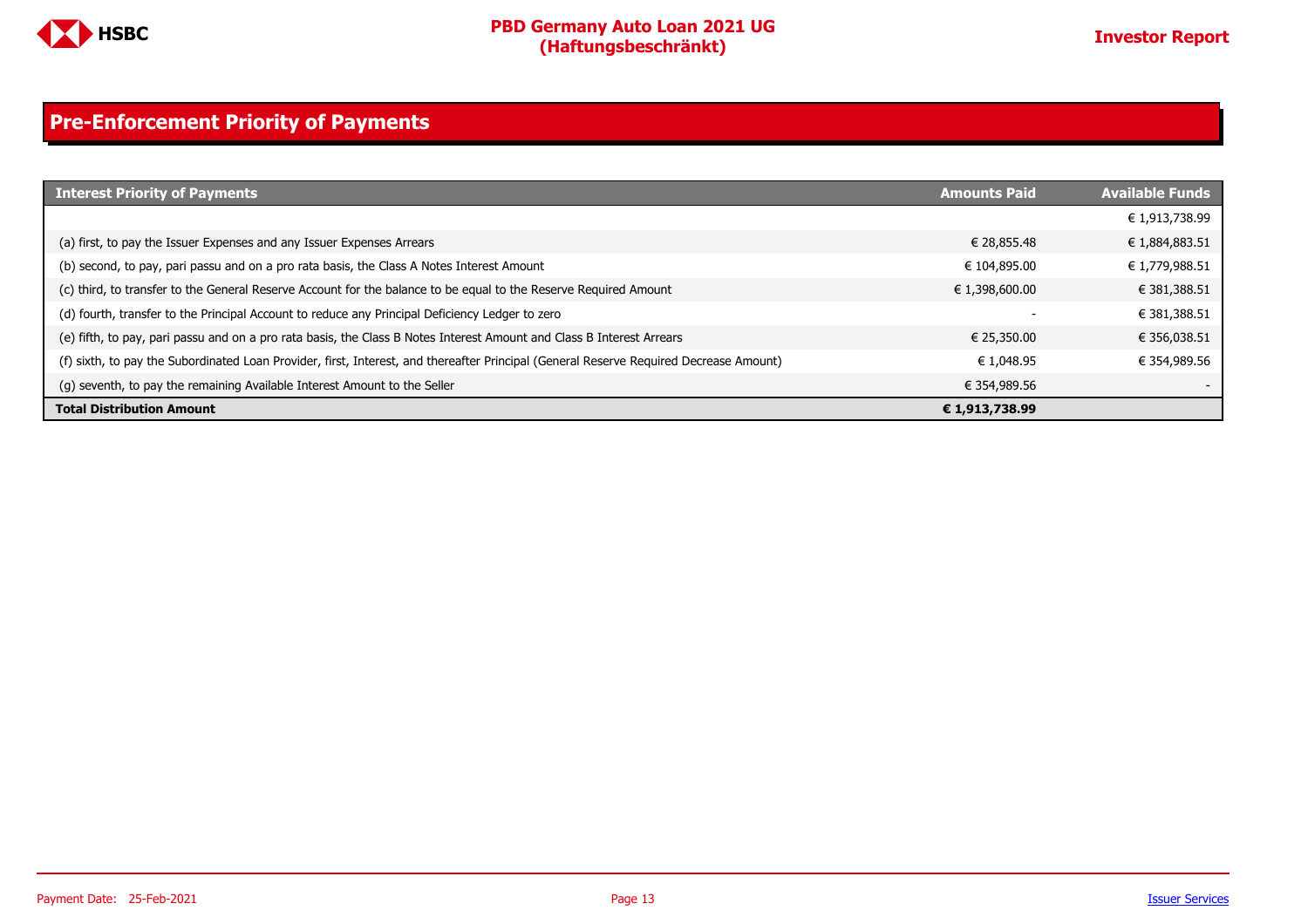## Pre-Enforcement Priority of Payments

| Interest Priority of Payments | Amounts Paid | Available Funds |
|---|---|---|
| | | € 1,913,738.99 |
| (a) first, to pay the Issuer Expenses and any Issuer Expenses Arrears | € 28,855.48 | € 1,884,883.51 |
| (b) second, to pay, pari passu and on a pro rata basis, the Class A Notes Interest Amount | € 104,895.00 | € 1,779,988.51 |
| (c) third, to transfer to the General Reserve Account for the balance to be equal to the Reserve Required Amount | € 1,398,600.00 | € 381,388.51 |
| (d) fourth, transfer to the Principal Account to reduce any Principal Deficiency Ledger to zero | - | € 381,388.51 |
| (e) fifth, to pay, pari passu and on a pro rata basis, the Class B Notes Interest Amount and Class B Interest Arrears | € 25,350.00 | € 356,038.51 |
| (f) sixth, to pay the Subordinated Loan Provider, first, Interest, and thereafter Principal (General Reserve Required Decrease Amount) | € 1,048.95 | € 354,989.56 |
| (g) seventh, to pay the remaining Available Interest Amount to the Seller | € 354,989.56 | - |
| **Total Distribution Amount** | **€ 1,913,738.99** | |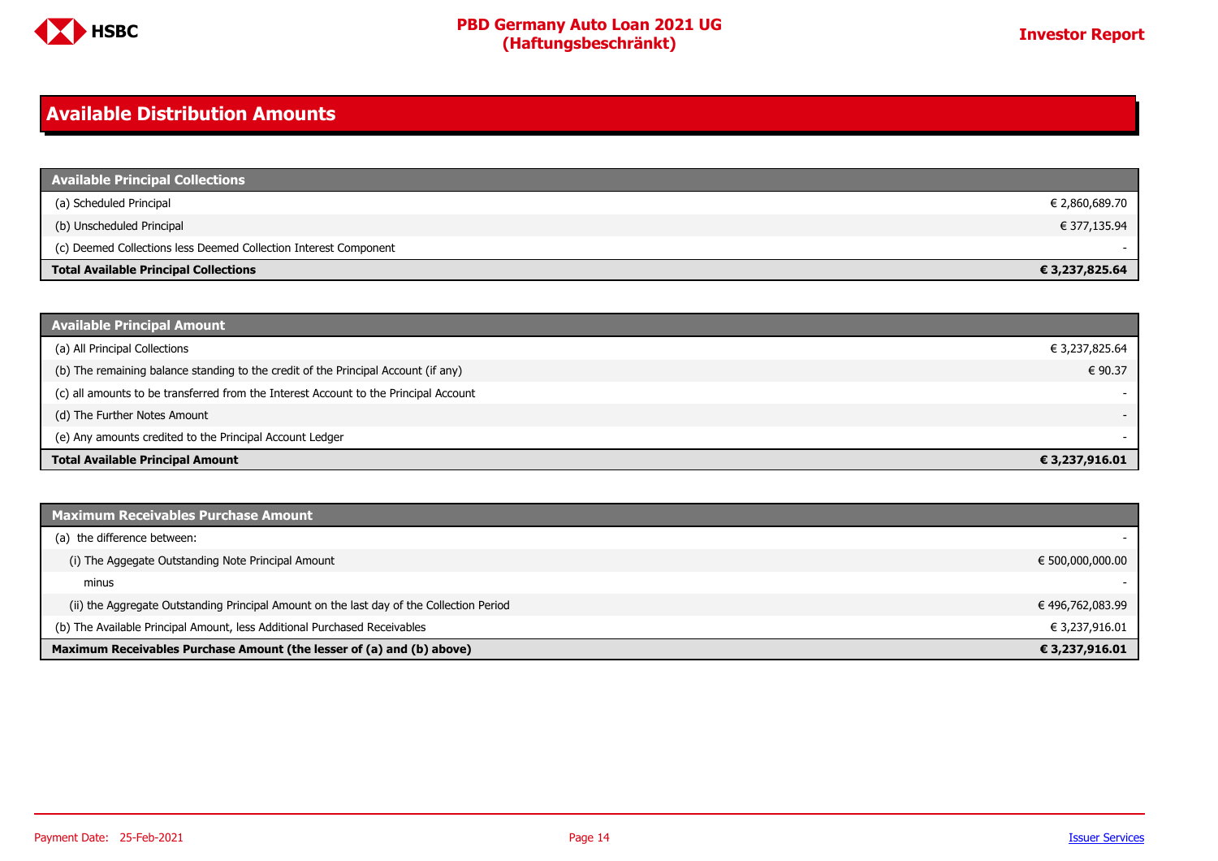## Available Distribution Amounts

| Available Principal Collections | |
|---|---|
| (a) Scheduled Principal | € 2,860,689.70 |
| (b) Unscheduled Principal | € 377,135.94 |
| (c) Deemed Collections less Deemed Collection Interest Component | - |
| **Total Available Principal Collections** | **€ 3,237,825.64** |

| Available Principal Amount | |
|---|---|
| (a) All Principal Collections | € 3,237,825.64 |
| (b) The remaining balance standing to the credit of the Principal Account (if any) | € 90.37 |
| (c) all amounts to be transferred from the Interest Account to the Principal Account | - |
| (d) The Further Notes Amount | - |
| (e) Any amounts credited to the Principal Account Ledger | - |
| **Total Available Principal Amount** | **€ 3,237,916.01** |

| Maximum Receivables Purchase Amount | |
|---|---|
| (a) the difference between: | - |
| (i) The Aggregate Outstanding Note Principal Amount | € 500,000,000.00 |
| minus | - |
| (ii) the Aggregate Outstanding Principal Amount on the last day of the Collection Period | € 496,762,083.99 |
| (b) The Available Principal Amount, less Additional Purchased Receivables | € 3,237,916.01 |
| **Maximum Receivables Purchase Amount (the lesser of (a) and (b) above)** | **€ 3,237,916.01** |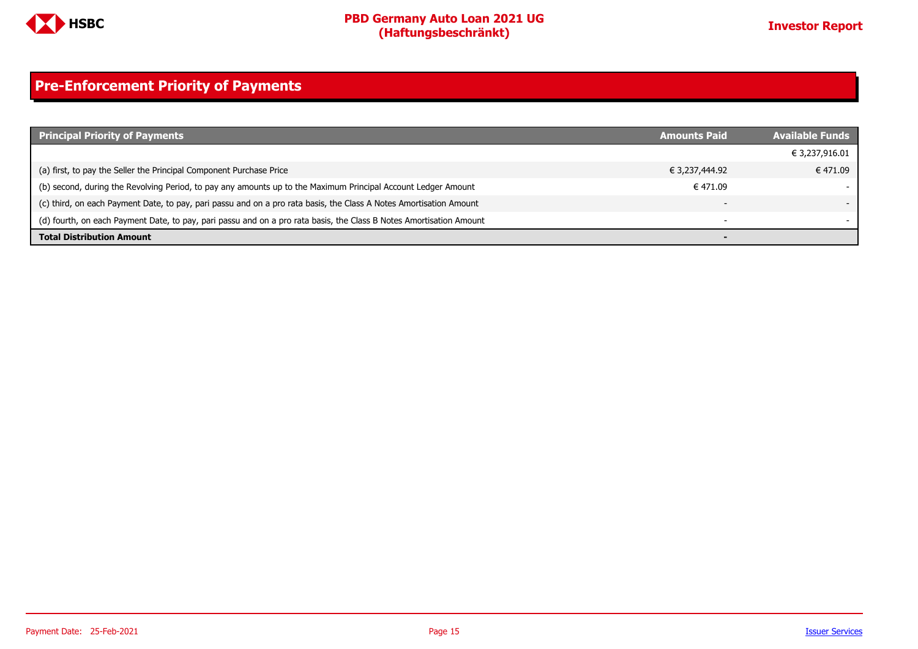## Pre-Enforcement Priority of Payments

| Principal Priority of Payments | Amounts Paid | Available Funds |
|---|---|---|
| | | € 3,237,916.01 |
| (a) first, to pay the Seller the Principal Component Purchase Price | € 3,237,444.92 | € 471.09 |
| (b) second, during the Revolving Period, to pay any amounts up to the Maximum Principal Account Ledger Amount | € 471.09 | - |
| (c) third, on each Payment Date, to pay, pari passu and on a pro rata basis, the Class A Notes Amortisation Amount | - | - |
| (d) fourth, on each Payment Date, to pay, pari passu and on a pro rata basis, the Class B Notes Amortisation Amount | - | - |
| **Total Distribution Amount** | **-** | |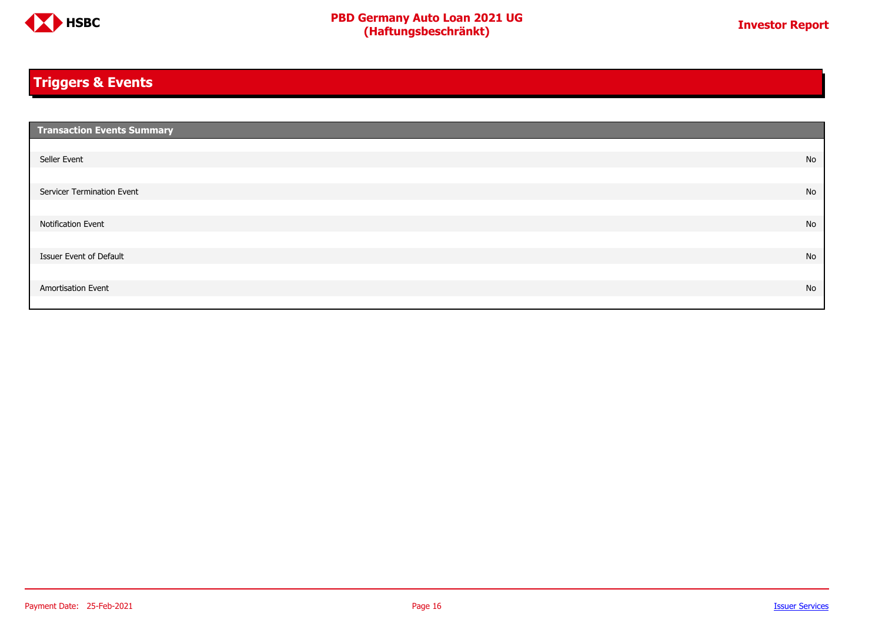# Triggers & Events

| Transaction Events Summary | |
|---|---|
| Seller Event | No |
| Servicer Termination Event | No |
| Notification Event | No |
| Issuer Event of Default | No |
| Amortisation Event | No |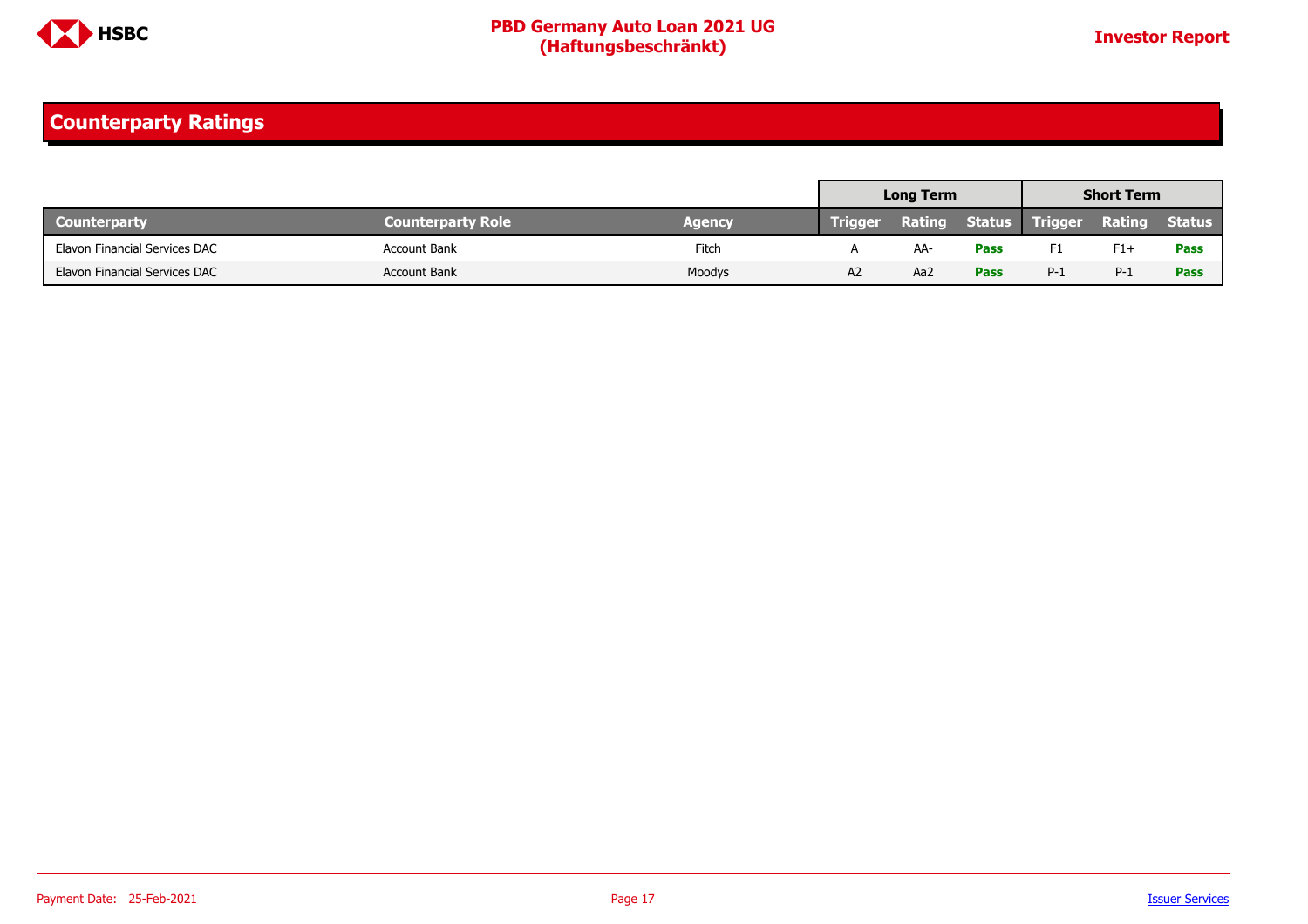## Counterparty Ratings

| | | | Long Term | | | Short Term | | |
|---|---|---|---|---|---|---|---|---|
| **Counterparty** | **Counterparty Role** | **Agency** | **Trigger** | **Rating** | **Status** | **Trigger** | **Rating** | **Status** |
| Elavon Financial Services DAC | Account Bank | Fitch | A | AA- | **Pass** | F1 | F1+ | **Pass** |
| Elavon Financial Services DAC | Account Bank | Moodys | A2 | Aa2 | **Pass** | P-1 | P-1 | **Pass** |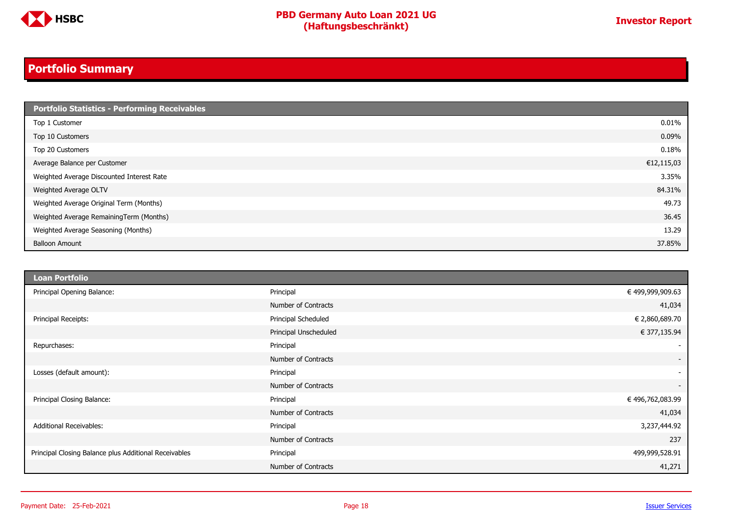## Portfolio Summary

| Portfolio Statistics - Performing Receivables | |
|---|---|
| Top 1 Customer | 0.01% |
| Top 10 Customers | 0.09% |
| Top 20 Customers | 0.18% |
| Average Balance per Customer | €12,115,03 |
| Weighted Average Discounted Interest Rate | 3.35% |
| Weighted Average OLTV | 84.31% |
| Weighted Average Original Term (Months) | 49.73 |
| Weighted Average RemainingTerm (Months) | 36.45 |
| Weighted Average Seasoning (Months) | 13.29 |
| Balloon Amount | 37.85% |

| Loan Portfolio | | |
|---|---|---|
| Principal Opening Balance: | Principal | € 499,999,909.63 |
| | Number of Contracts | 41,034 |
| Principal Receipts: | Principal Scheduled | € 2,860,689.70 |
| | Principal Unscheduled | € 377,135.94 |
| Repurchases: | Principal | - |
| | Number of Contracts | - |
| Losses (default amount): | Principal | - |
| | Number of Contracts | - |
| Principal Closing Balance: | Principal | € 496,762,083.99 |
| | Number of Contracts | 41,034 |
| Additional Receivables: | Principal | 3,237,444.92 |
| | Number of Contracts | 237 |
| Principal Closing Balance plus Additional Receivables | Principal | 499,999,528.91 |
| | Number of Contracts | 41,271 |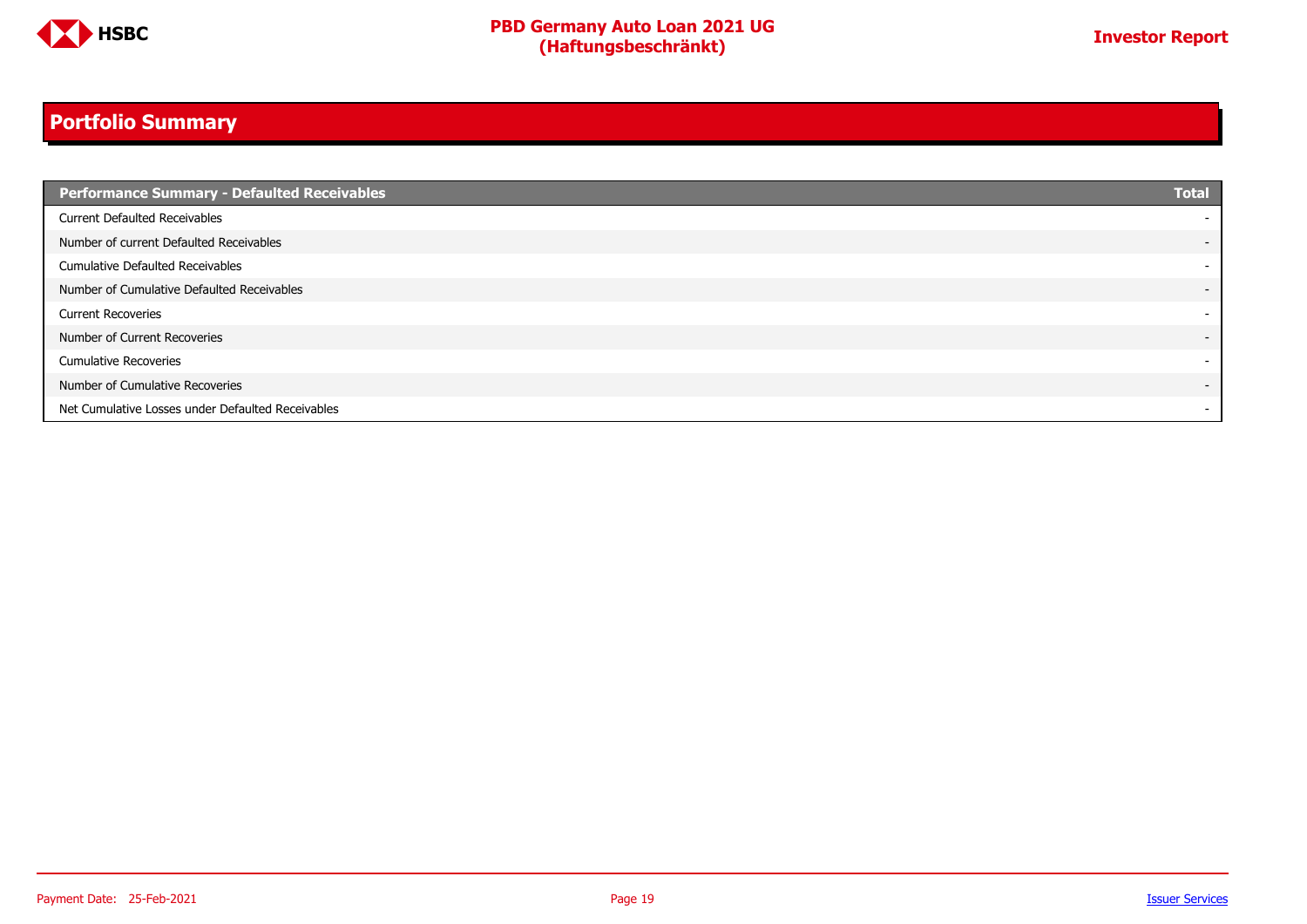## Portfolio Summary

| Performance Summary - Defaulted Receivables | Total |
|---|---|
| Current Defaulted Receivables | - |
| Number of current Defaulted Receivables | - |
| Cumulative Defaulted Receivables | - |
| Number of Cumulative Defaulted Receivables | - |
| Current Recoveries | - |
| Number of Current Recoveries | - |
| Cumulative Recoveries | - |
| Number of Cumulative Recoveries | - |
| Net Cumulative Losses under Defaulted Receivables | - |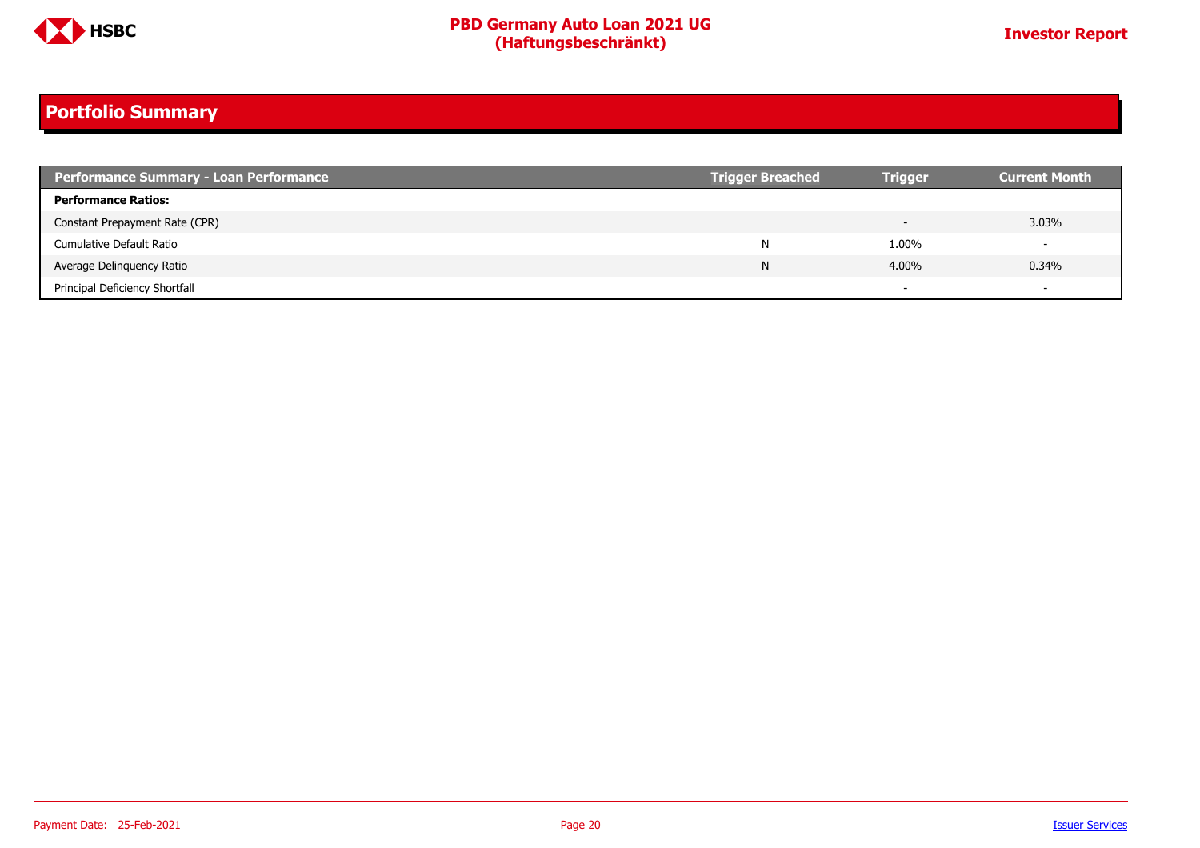## Portfolio Summary

| Performance Summary - Loan Performance | Trigger Breached | Trigger | Current Month |
|---|---|---|---|
| **Performance Ratios:** | | | |
| Constant Prepayment Rate (CPR) | | - | 3.03% |
| Cumulative Default Ratio | N | 1.00% | - |
| Average Delinquency Ratio | N | 4.00% | 0.34% |
| Principal Deficiency Shortfall | | - | - |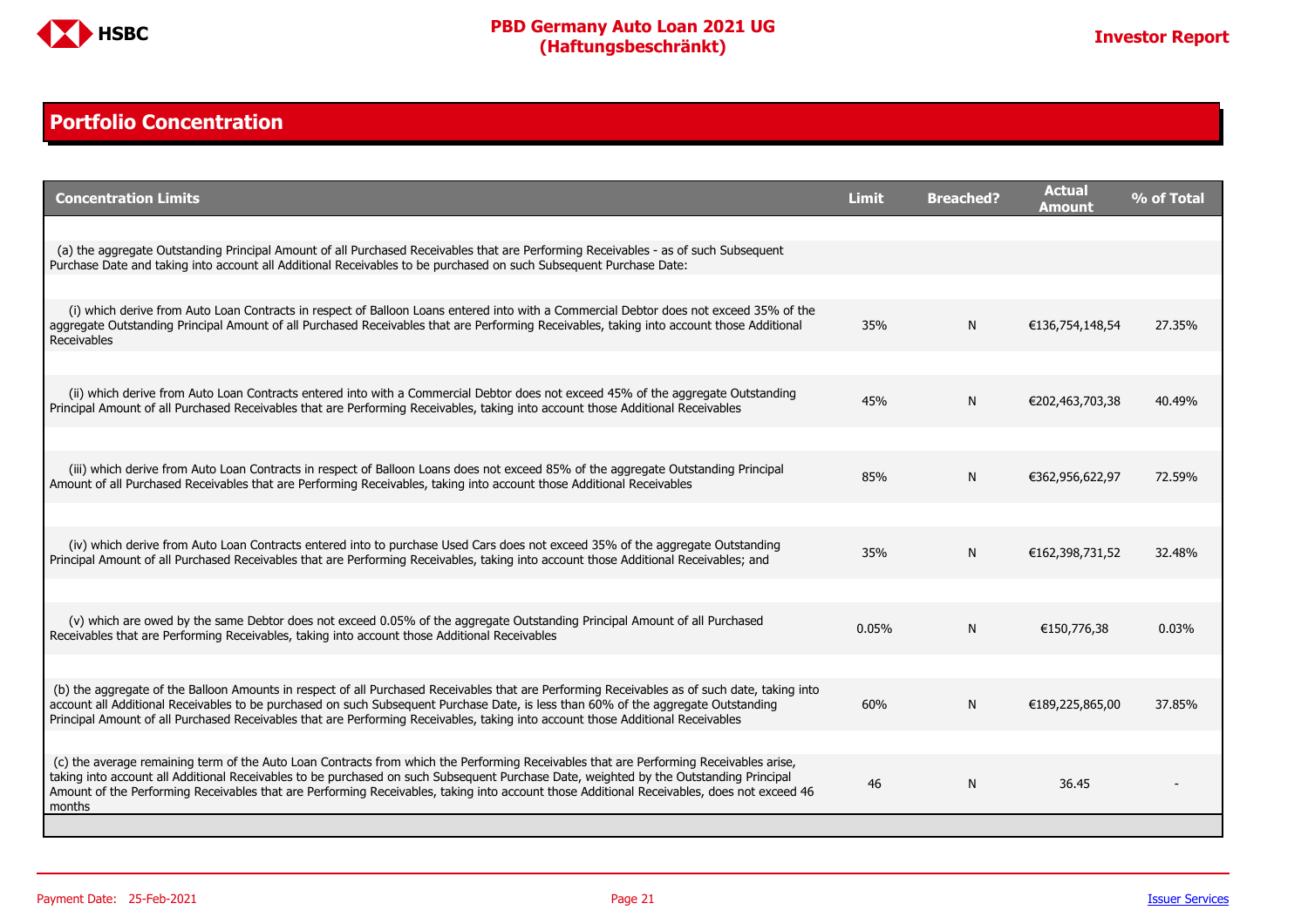## Portfolio Concentration

| Concentration Limits | Limit | Breached? | Actual Amount | % of Total |
|---|---|---|---|---|
| (a) the aggregate Outstanding Principal Amount of all Purchased Receivables that are Performing Receivables - as of such Subsequent Purchase Date and taking into account all Additional Receivables to be purchased on such Subsequent Purchase Date: | | | | |
| (i) which derive from Auto Loan Contracts in respect of Balloon Loans entered into with a Commercial Debtor does not exceed 35% of the aggregate Outstanding Principal Amount of all Purchased Receivables that are Performing Receivables, taking into account those Additional Receivables | 35% | N | €136,754,148,54 | 27.35% |
| (ii) which derive from Auto Loan Contracts entered into with a Commercial Debtor does not exceed 45% of the aggregate Outstanding Principal Amount of all Purchased Receivables that are Performing Receivables, taking into account those Additional Receivables | 45% | N | €202,463,703,38 | 40.49% |
| (iii) which derive from Auto Loan Contracts in respect of Balloon Loans does not exceed 85% of the aggregate Outstanding Principal Amount of all Purchased Receivables that are Performing Receivables, taking into account those Additional Receivables | 85% | N | €362,956,622,97 | 72.59% |
| (iv) which derive from Auto Loan Contracts entered into to purchase Used Cars does not exceed 35% of the aggregate Outstanding Principal Amount of all Purchased Receivables that are Performing Receivables, taking into account those Additional Receivables; and | 35% | N | €162,398,731,52 | 32.48% |
| (v) which are owed by the same Debtor does not exceed 0.05% of the aggregate Outstanding Principal Amount of all Purchased Receivables that are Performing Receivables, taking into account those Additional Receivables | 0.05% | N | €150,776,38 | 0.03% |
| (b) the aggregate of the Balloon Amounts in respect of all Purchased Receivables that are Performing Receivables as of such date, taking into account all Additional Receivables to be purchased on such Subsequent Purchase Date, is less than 60% of the aggregate Outstanding Principal Amount of all Purchased Receivables that are Performing Receivables, taking into account those Additional Receivables | 60% | N | €189,225,865,00 | 37.85% |
| (c) the average remaining term of the Auto Loan Contracts from which the Performing Receivables that are Performing Receivables arise, taking into account all Additional Receivables to be purchased on such Subsequent Purchase Date, weighted by the Outstanding Principal Amount of the Performing Receivables that are Performing Receivables, taking into account those Additional Receivables, does not exceed 46 months | 46 | N | 36.45 | - |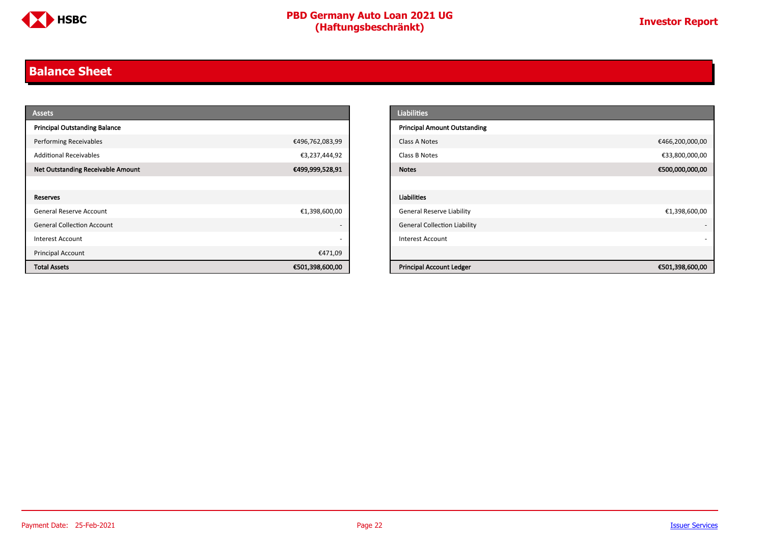## Balance Sheet

| Assets | |
|---|---|
| **Principal Outstanding Balance** | |
| Performing Receivables | €496,762,083,99 |
| Additional Receivables | €3,237,444,92 |
| **Net Outstanding Receivable Amount** | **€499,999,528,91** |
| | |
| **Reserves** | |
| General Reserve Account | €1,398,600,00 |
| General Collection Account | - |
| Interest Account | - |
| Principal Account | €471,09 |
| **Total Assets** | **€501,398,600,00** |

| Liabilities | |
|---|---|
| **Principal Amount Outstanding** | |
| Class A Notes | €466,200,000,00 |
| Class B Notes | €33,800,000,00 |
| **Notes** | **€500,000,000,00** |
| | |
| **Liabilities** | |
| General Reserve Liability | €1,398,600,00 |
| General Collection Liability | - |
| Interest Account | - |
| | |
| **Principal Account Ledger** | **€501,398,600,00** |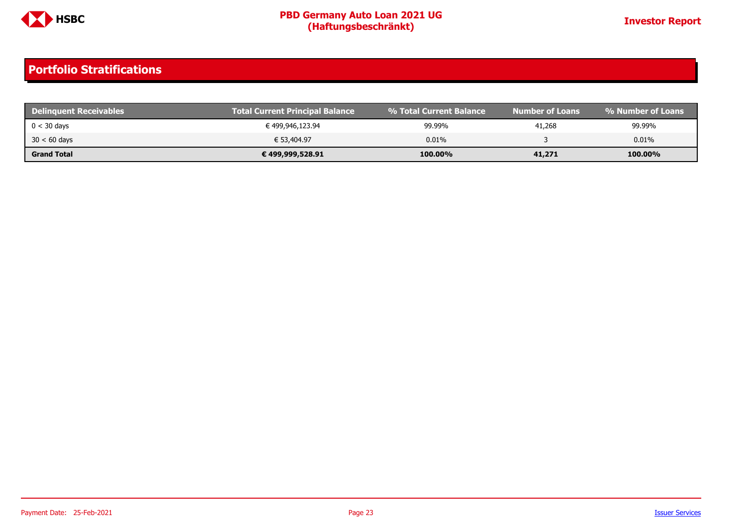## Portfolio Stratifications

| Delinquent Receivables | Total Current Principal Balance | % Total Current Balance | Number of Loans | % Number of Loans |
|---|---|---|---|---|
| 0 < 30 days | € 499,946,123.94 | 99.99% | 41,268 | 99.99% |
| 30 < 60 days | € 53,404.97 | 0.01% | 3 | 0.01% |
| **Grand Total** | **€ 499,999,528.91** | **100.00%** | **41,271** | **100.00%** |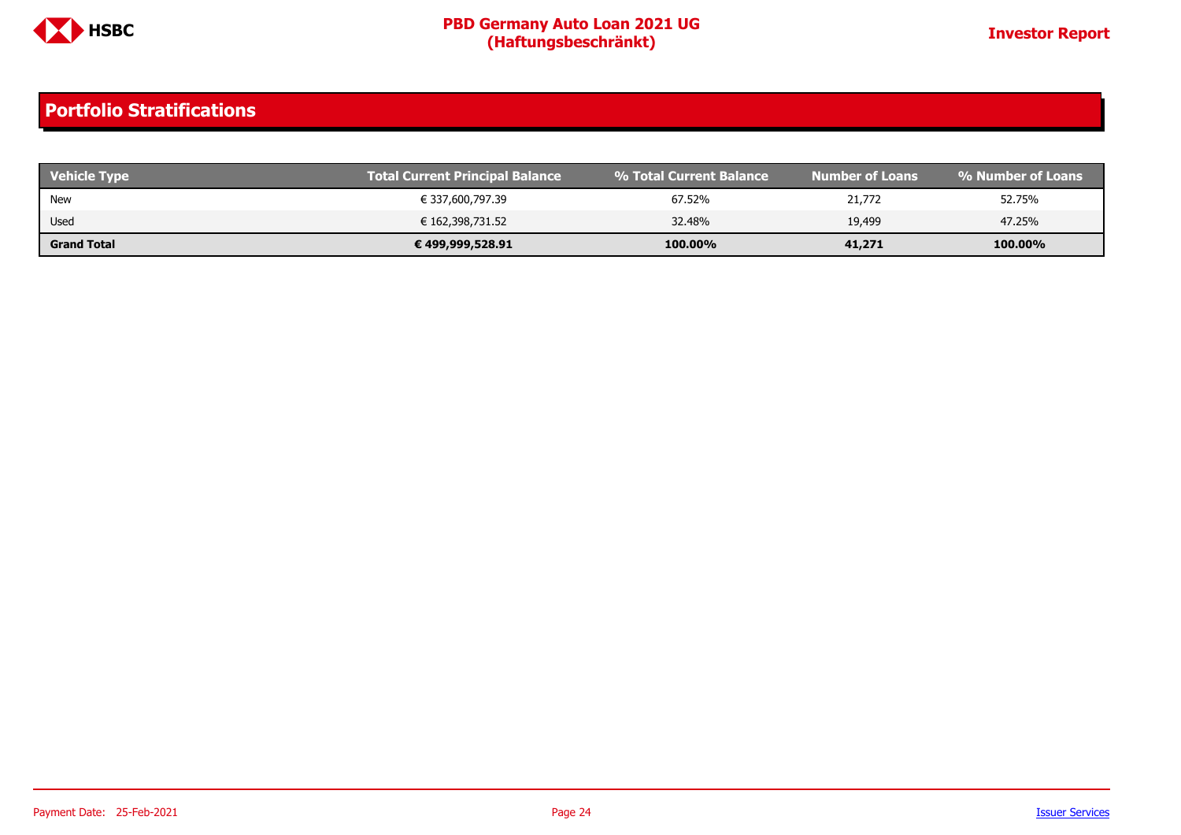## Portfolio Stratifications

| Vehicle Type | Total Current Principal Balance | % Total Current Balance | Number of Loans | % Number of Loans |
|---|---|---|---|---|
| New | € 337,600,797.39 | 67.52% | 21,772 | 52.75% |
| Used | € 162,398,731.52 | 32.48% | 19,499 | 47.25% |
| **Grand Total** | **€ 499,999,528.91** | **100.00%** | **41,271** | **100.00%** |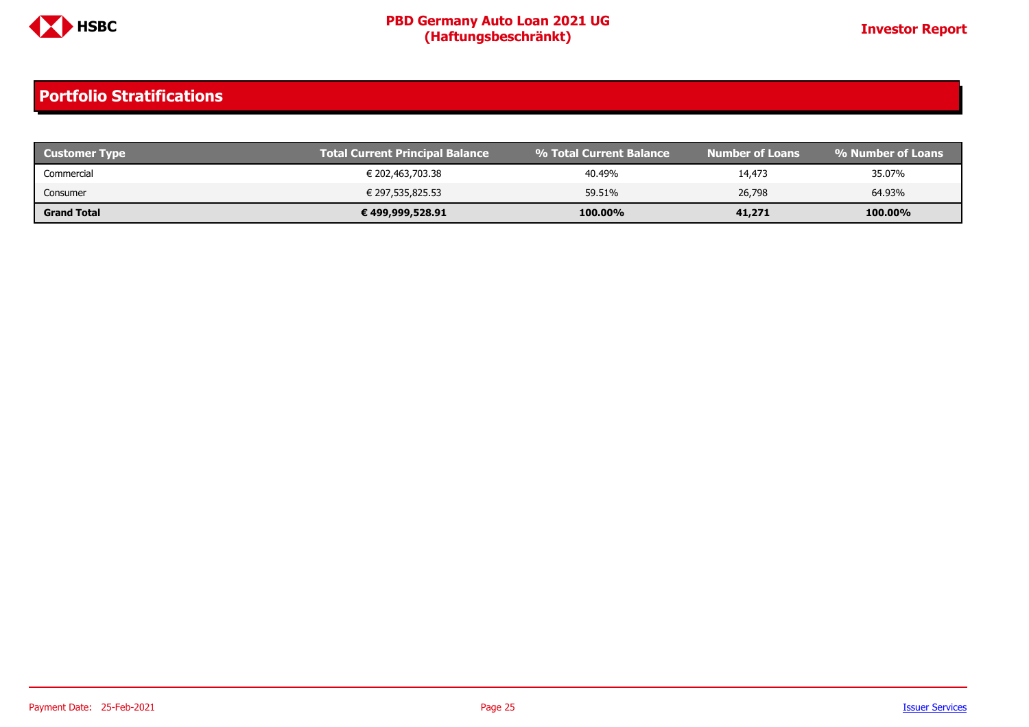## Portfolio Stratifications

| Customer Type | Total Current Principal Balance | % Total Current Balance | Number of Loans | % Number of Loans |
|---|---|---|---|---|
| Commercial | € 202,463,703.38 | 40.49% | 14,473 | 35.07% |
| Consumer | € 297,535,825.53 | 59.51% | 26,798 | 64.93% |
| **Grand Total** | **€ 499,999,528.91** | **100.00%** | **41,271** | **100.00%** |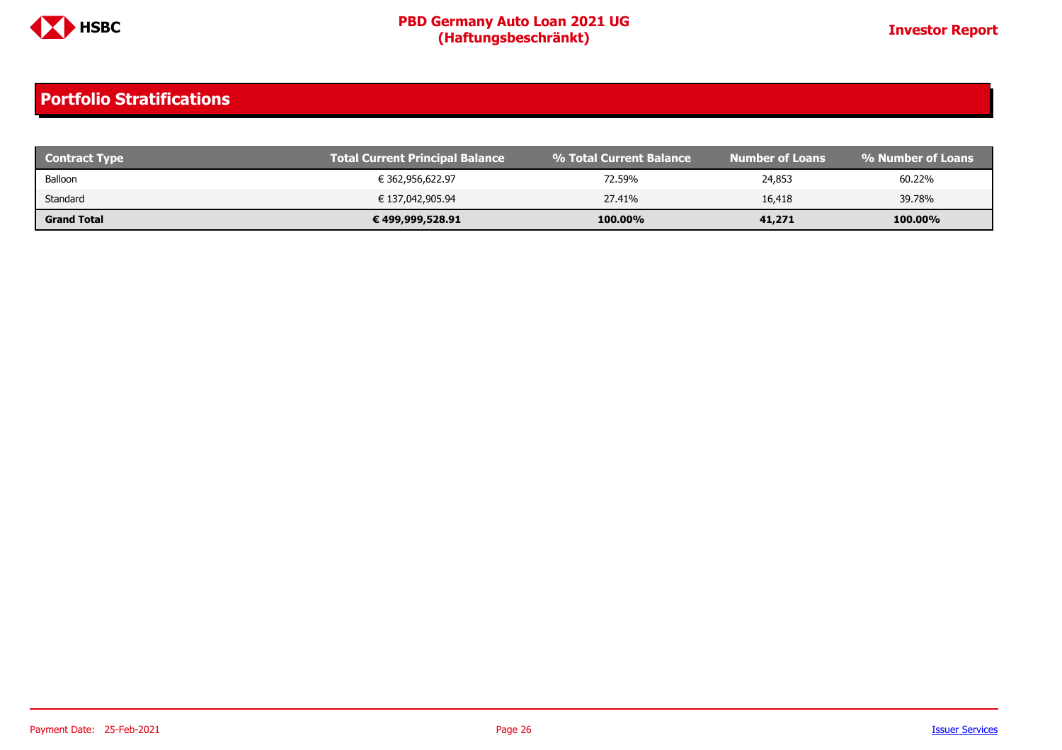## Portfolio Stratifications

| Contract Type | Total Current Principal Balance | % Total Current Balance | Number of Loans | % Number of Loans |
|---|---|---|---|---|
| Balloon | € 362,956,622.97 | 72.59% | 24,853 | 60.22% |
| Standard | € 137,042,905.94 | 27.41% | 16,418 | 39.78% |
| **Grand Total** | **€ 499,999,528.91** | **100.00%** | **41,271** | **100.00%** |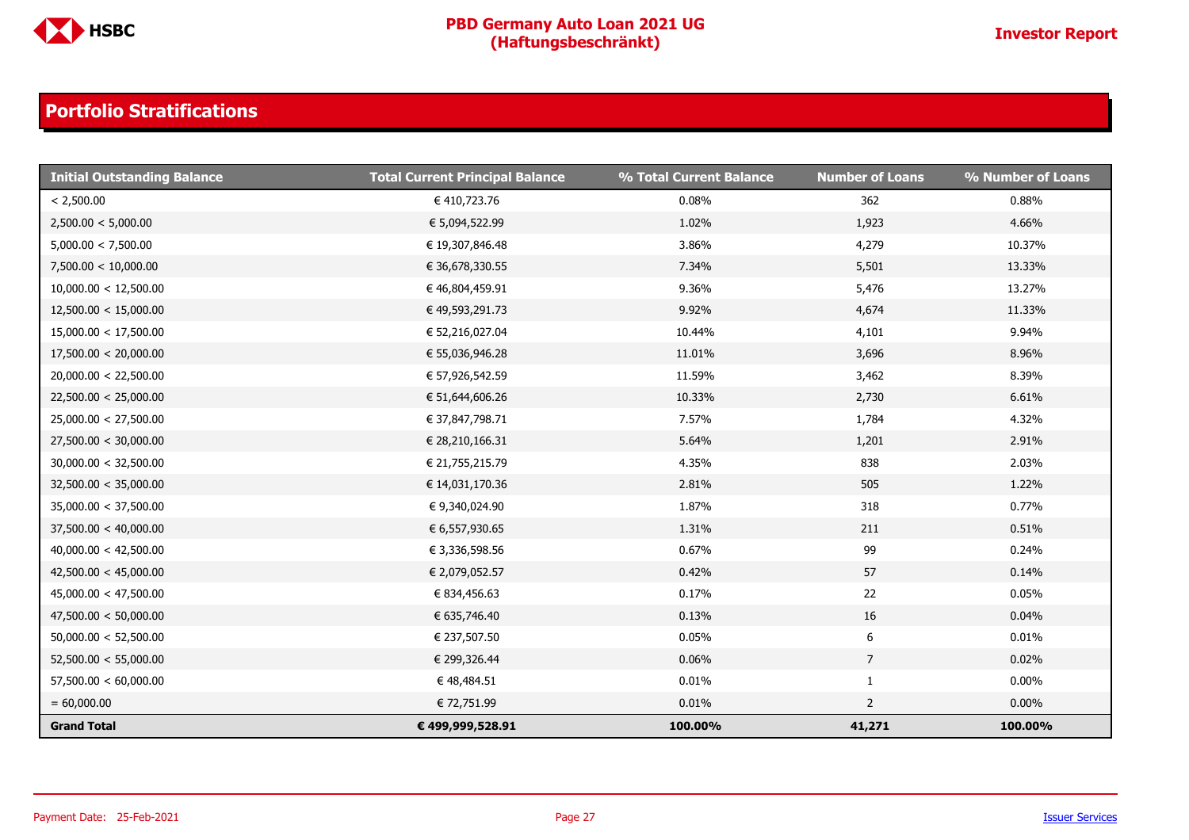## Portfolio Stratifications

| Initial Outstanding Balance | Total Current Principal Balance | % Total Current Balance | Number of Loans | % Number of Loans |
|---|---|---|---|---|
| < 2,500.00 | € 410,723.76 | 0.08% | 362 | 0.88% |
| 2,500.00 < 5,000.00 | € 5,094,522.99 | 1.02% | 1,923 | 4.66% |
| 5,000.00 < 7,500.00 | € 19,307,846.48 | 3.86% | 4,279 | 10.37% |
| 7,500.00 < 10,000.00 | € 36,678,330.55 | 7.34% | 5,501 | 13.33% |
| 10,000.00 < 12,500.00 | € 46,804,459.91 | 9.36% | 5,476 | 13.27% |
| 12,500.00 < 15,000.00 | € 49,593,291.73 | 9.92% | 4,674 | 11.33% |
| 15,000.00 < 17,500.00 | € 52,216,027.04 | 10.44% | 4,101 | 9.94% |
| 17,500.00 < 20,000.00 | € 55,036,946.28 | 11.01% | 3,696 | 8.96% |
| 20,000.00 < 22,500.00 | € 57,926,542.59 | 11.59% | 3,462 | 8.39% |
| 22,500.00 < 25,000.00 | € 51,644,606.26 | 10.33% | 2,730 | 6.61% |
| 25,000.00 < 27,500.00 | € 37,847,798.71 | 7.57% | 1,784 | 4.32% |
| 27,500.00 < 30,000.00 | € 28,210,166.31 | 5.64% | 1,201 | 2.91% |
| 30,000.00 < 32,500.00 | € 21,755,215.79 | 4.35% | 838 | 2.03% |
| 32,500.00 < 35,000.00 | € 14,031,170.36 | 2.81% | 505 | 1.22% |
| 35,000.00 < 37,500.00 | € 9,340,024.90 | 1.87% | 318 | 0.77% |
| 37,500.00 < 40,000.00 | € 6,557,930.65 | 1.31% | 211 | 0.51% |
| 40,000.00 < 42,500.00 | € 3,336,598.56 | 0.67% | 99 | 0.24% |
| 42,500.00 < 45,000.00 | € 2,079,052.57 | 0.42% | 57 | 0.14% |
| 45,000.00 < 47,500.00 | € 834,456.63 | 0.17% | 22 | 0.05% |
| 47,500.00 < 50,000.00 | € 635,746.40 | 0.13% | 16 | 0.04% |
| 50,000.00 < 52,500.00 | € 237,507.50 | 0.05% | 6 | 0.01% |
| 52,500.00 < 55,000.00 | € 299,326.44 | 0.06% | 7 | 0.02% |
| 57,500.00 < 60,000.00 | € 48,484.51 | 0.01% | 1 | 0.00% |
| = 60,000.00 | € 72,751.99 | 0.01% | 2 | 0.00% |
| **Grand Total** | **€ 499,999,528.91** | **100.00%** | **41,271** | **100.00%** |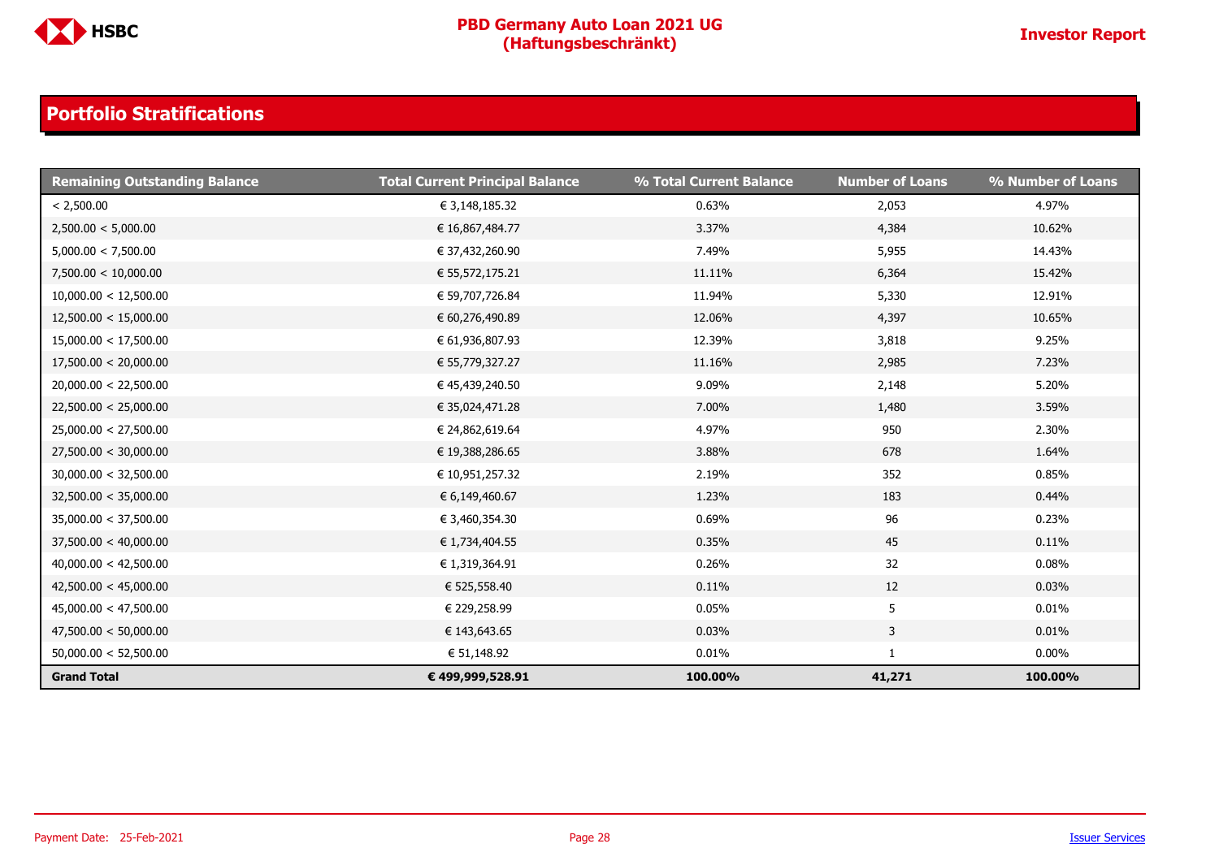## Portfolio Stratifications

| Remaining Outstanding Balance | Total Current Principal Balance | % Total Current Balance | Number of Loans | % Number of Loans |
|---|---|---|---|---|
| < 2,500.00 | € 3,148,185.32 | 0.63% | 2,053 | 4.97% |
| 2,500.00 < 5,000.00 | € 16,867,484.77 | 3.37% | 4,384 | 10.62% |
| 5,000.00 < 7,500.00 | € 37,432,260.90 | 7.49% | 5,955 | 14.43% |
| 7,500.00 < 10,000.00 | € 55,572,175.21 | 11.11% | 6,364 | 15.42% |
| 10,000.00 < 12,500.00 | € 59,707,726.84 | 11.94% | 5,330 | 12.91% |
| 12,500.00 < 15,000.00 | € 60,276,490.89 | 12.06% | 4,397 | 10.65% |
| 15,000.00 < 17,500.00 | € 61,936,807.93 | 12.39% | 3,818 | 9.25% |
| 17,500.00 < 20,000.00 | € 55,779,327.27 | 11.16% | 2,985 | 7.23% |
| 20,000.00 < 22,500.00 | € 45,439,240.50 | 9.09% | 2,148 | 5.20% |
| 22,500.00 < 25,000.00 | € 35,024,471.28 | 7.00% | 1,480 | 3.59% |
| 25,000.00 < 27,500.00 | € 24,862,619.64 | 4.97% | 950 | 2.30% |
| 27,500.00 < 30,000.00 | € 19,388,286.65 | 3.88% | 678 | 1.64% |
| 30,000.00 < 32,500.00 | € 10,951,257.32 | 2.19% | 352 | 0.85% |
| 32,500.00 < 35,000.00 | € 6,149,460.67 | 1.23% | 183 | 0.44% |
| 35,000.00 < 37,500.00 | € 3,460,354.30 | 0.69% | 96 | 0.23% |
| 37,500.00 < 40,000.00 | € 1,734,404.55 | 0.35% | 45 | 0.11% |
| 40,000.00 < 42,500.00 | € 1,319,364.91 | 0.26% | 32 | 0.08% |
| 42,500.00 < 45,000.00 | € 525,558.40 | 0.11% | 12 | 0.03% |
| 45,000.00 < 47,500.00 | € 229,258.99 | 0.05% | 5 | 0.01% |
| 47,500.00 < 50,000.00 | € 143,643.65 | 0.03% | 3 | 0.01% |
| 50,000.00 < 52,500.00 | € 51,148.92 | 0.01% | 1 | 0.00% |
| **Grand Total** | **€ 499,999,528.91** | **100.00%** | **41,271** | **100.00%** |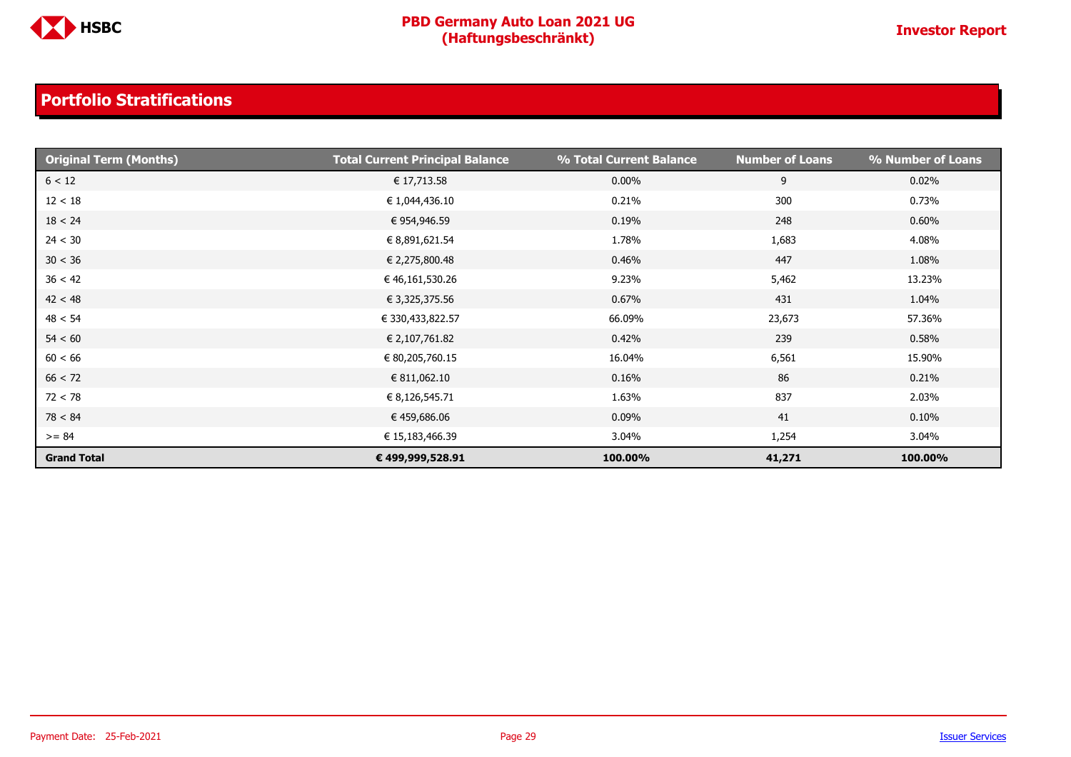## Portfolio Stratifications

| Original Term (Months) | Total Current Principal Balance | % Total Current Balance | Number of Loans | % Number of Loans |
|---|---|---|---|---|
| 6 < 12 | € 17,713.58 | 0.00% | 9 | 0.02% |
| 12 < 18 | € 1,044,436.10 | 0.21% | 300 | 0.73% |
| 18 < 24 | € 954,946.59 | 0.19% | 248 | 0.60% |
| 24 < 30 | € 8,891,621.54 | 1.78% | 1,683 | 4.08% |
| 30 < 36 | € 2,275,800.48 | 0.46% | 447 | 1.08% |
| 36 < 42 | € 46,161,530.26 | 9.23% | 5,462 | 13.23% |
| 42 < 48 | € 3,325,375.56 | 0.67% | 431 | 1.04% |
| 48 < 54 | € 330,433,822.57 | 66.09% | 23,673 | 57.36% |
| 54 < 60 | € 2,107,761.82 | 0.42% | 239 | 0.58% |
| 60 < 66 | € 80,205,760.15 | 16.04% | 6,561 | 15.90% |
| 66 < 72 | € 811,062.10 | 0.16% | 86 | 0.21% |
| 72 < 78 | € 8,126,545.71 | 1.63% | 837 | 2.03% |
| 78 < 84 | € 459,686.06 | 0.09% | 41 | 0.10% |
| >= 84 | € 15,183,466.39 | 3.04% | 1,254 | 3.04% |
| **Grand Total** | **€ 499,999,528.91** | **100.00%** | **41,271** | **100.00%** |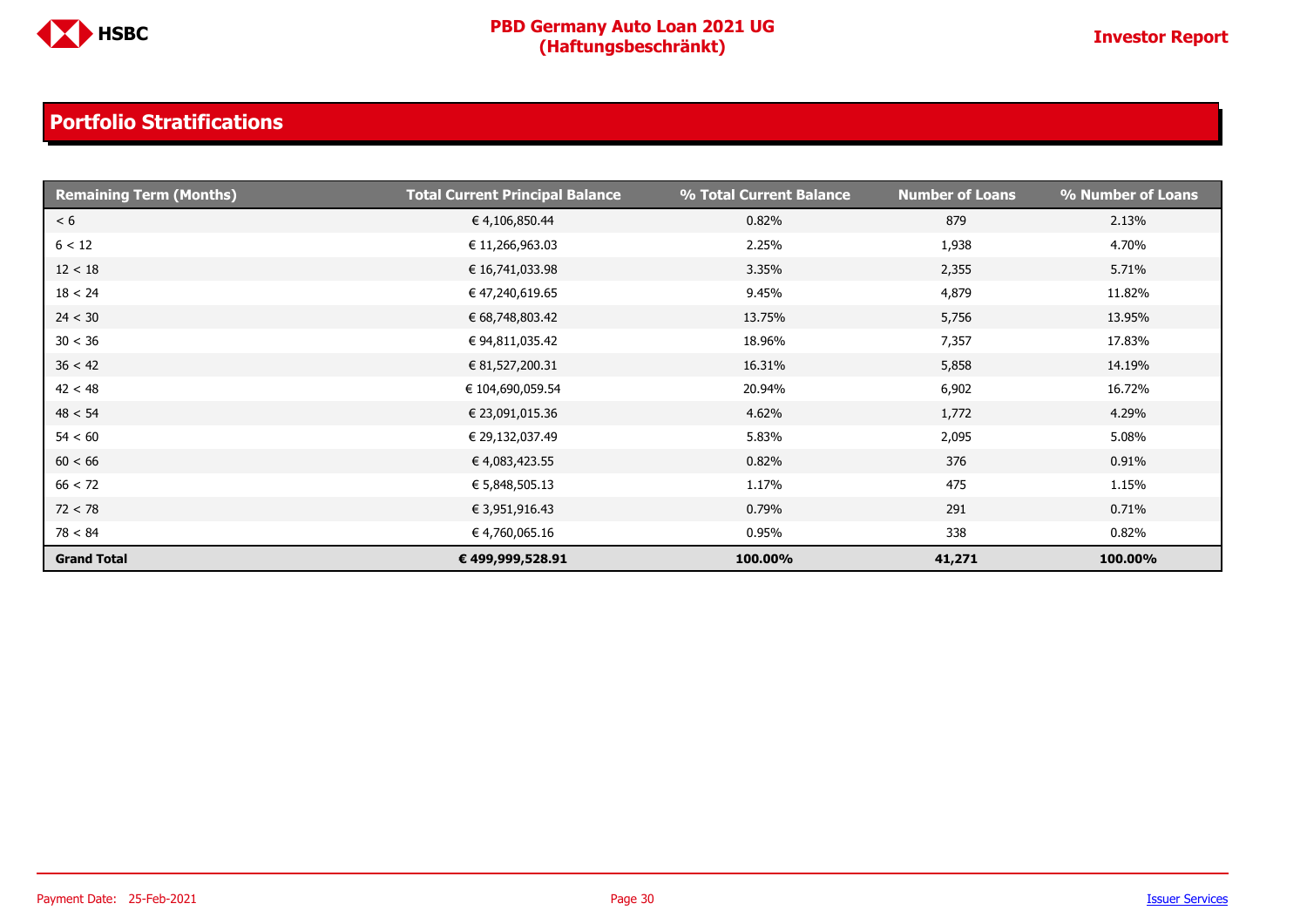## Portfolio Stratifications

| Remaining Term (Months) | Total Current Principal Balance | % Total Current Balance | Number of Loans | % Number of Loans |
|---|---|---|---|---|
| < 6 | € 4,106,850.44 | 0.82% | 879 | 2.13% |
| 6 < 12 | € 11,266,963.03 | 2.25% | 1,938 | 4.70% |
| 12 < 18 | € 16,741,033.98 | 3.35% | 2,355 | 5.71% |
| 18 < 24 | € 47,240,619.65 | 9.45% | 4,879 | 11.82% |
| 24 < 30 | € 68,748,803.42 | 13.75% | 5,756 | 13.95% |
| 30 < 36 | € 94,811,035.42 | 18.96% | 7,357 | 17.83% |
| 36 < 42 | € 81,527,200.31 | 16.31% | 5,858 | 14.19% |
| 42 < 48 | € 104,690,059.54 | 20.94% | 6,902 | 16.72% |
| 48 < 54 | € 23,091,015.36 | 4.62% | 1,772 | 4.29% |
| 54 < 60 | € 29,132,037.49 | 5.83% | 2,095 | 5.08% |
| 60 < 66 | € 4,083,423.55 | 0.82% | 376 | 0.91% |
| 66 < 72 | € 5,848,505.13 | 1.17% | 475 | 1.15% |
| 72 < 78 | € 3,951,916.43 | 0.79% | 291 | 0.71% |
| 78 < 84 | € 4,760,065.16 | 0.95% | 338 | 0.82% |
| **Grand Total** | **€ 499,999,528.91** | **100.00%** | **41,271** | **100.00%** |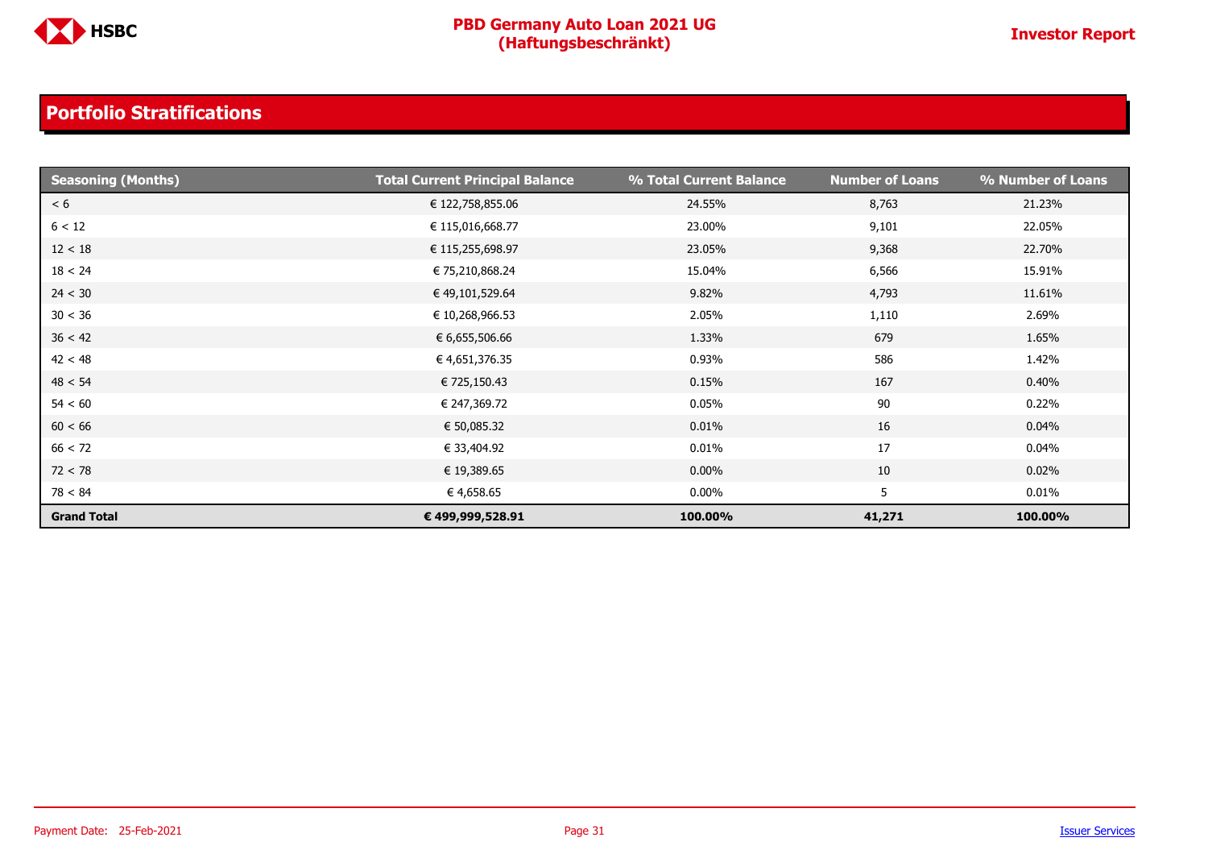## Portfolio Stratifications

| Seasoning (Months) | Total Current Principal Balance | % Total Current Balance | Number of Loans | % Number of Loans |
|---|---|---|---|---|
| < 6 | € 122,758,855.06 | 24.55% | 8,763 | 21.23% |
| 6 < 12 | € 115,016,668.77 | 23.00% | 9,101 | 22.05% |
| 12 < 18 | € 115,255,698.97 | 23.05% | 9,368 | 22.70% |
| 18 < 24 | € 75,210,868.24 | 15.04% | 6,566 | 15.91% |
| 24 < 30 | € 49,101,529.64 | 9.82% | 4,793 | 11.61% |
| 30 < 36 | € 10,268,966.53 | 2.05% | 1,110 | 2.69% |
| 36 < 42 | € 6,655,506.66 | 1.33% | 679 | 1.65% |
| 42 < 48 | € 4,651,376.35 | 0.93% | 586 | 1.42% |
| 48 < 54 | € 725,150.43 | 0.15% | 167 | 0.40% |
| 54 < 60 | € 247,369.72 | 0.05% | 90 | 0.22% |
| 60 < 66 | € 50,085.32 | 0.01% | 16 | 0.04% |
| 66 < 72 | € 33,404.92 | 0.01% | 17 | 0.04% |
| 72 < 78 | € 19,389.65 | 0.00% | 10 | 0.02% |
| 78 < 84 | € 4,658.65 | 0.00% | 5 | 0.01% |
| **Grand Total** | **€ 499,999,528.91** | **100.00%** | **41,271** | **100.00%** |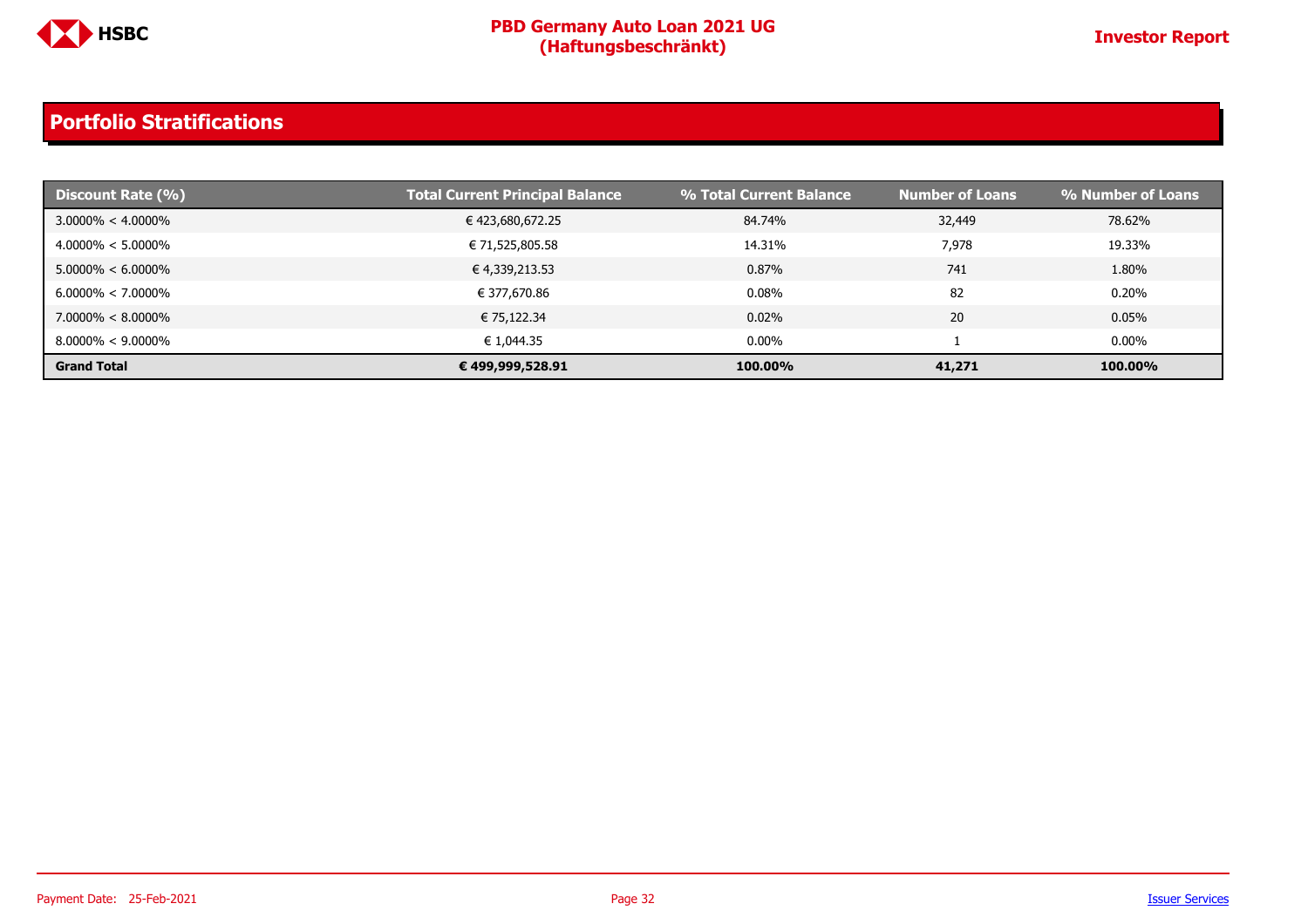## Portfolio Stratifications

| Discount Rate (%) | Total Current Principal Balance | % Total Current Balance | Number of Loans | % Number of Loans |
|---|---|---|---|---|
| 3.0000% < 4.0000% | € 423,680,672.25 | 84.74% | 32,449 | 78.62% |
| 4.0000% < 5.0000% | € 71,525,805.58 | 14.31% | 7,978 | 19.33% |
| 5.0000% < 6.0000% | € 4,339,213.53 | 0.87% | 741 | 1.80% |
| 6.0000% < 7.0000% | € 377,670.86 | 0.08% | 82 | 0.20% |
| 7.0000% < 8.0000% | € 75,122.34 | 0.02% | 20 | 0.05% |
| 8.0000% < 9.0000% | € 1,044.35 | 0.00% | 1 | 0.00% |
| **Grand Total** | **€ 499,999,528.91** | **100.00%** | **41,271** | **100.00%** |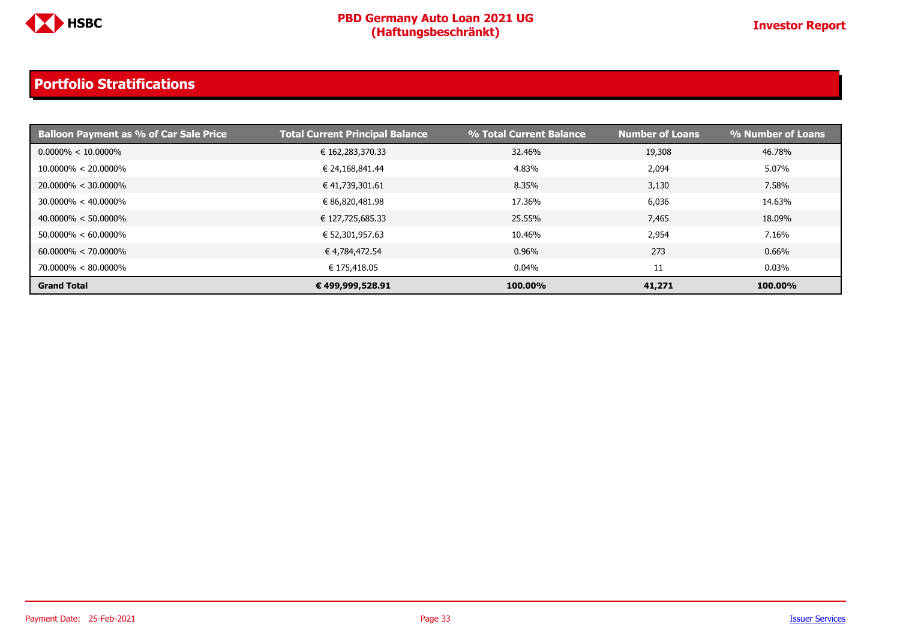## Portfolio Stratifications

| Balloon Payment as % of Car Sale Price | Total Current Principal Balance | % Total Current Balance | Number of Loans | % Number of Loans |
|---|---|---|---|---|
| 0.0000% < 10.0000% | € 162,283,370.33 | 32.46% | 19,308 | 46.78% |
| 10.0000% < 20.0000% | € 24,168,841.44 | 4.83% | 2,094 | 5.07% |
| 20.0000% < 30.0000% | € 41,739,301.61 | 8.35% | 3,130 | 7.58% |
| 30.0000% < 40.0000% | € 86,820,481.98 | 17.36% | 6,036 | 14.63% |
| 40.0000% < 50.0000% | € 127,725,685.33 | 25.55% | 7,465 | 18.09% |
| 50.0000% < 60.0000% | € 52,301,957.63 | 10.46% | 2,954 | 7.16% |
| 60.0000% < 70.0000% | € 4,784,472.54 | 0.96% | 273 | 0.66% |
| 70.0000% < 80.0000% | € 175,418.05 | 0.04% | 11 | 0.03% |
| **Grand Total** | **€ 499,999,528.91** | **100.00%** | **41,271** | **100.00%** |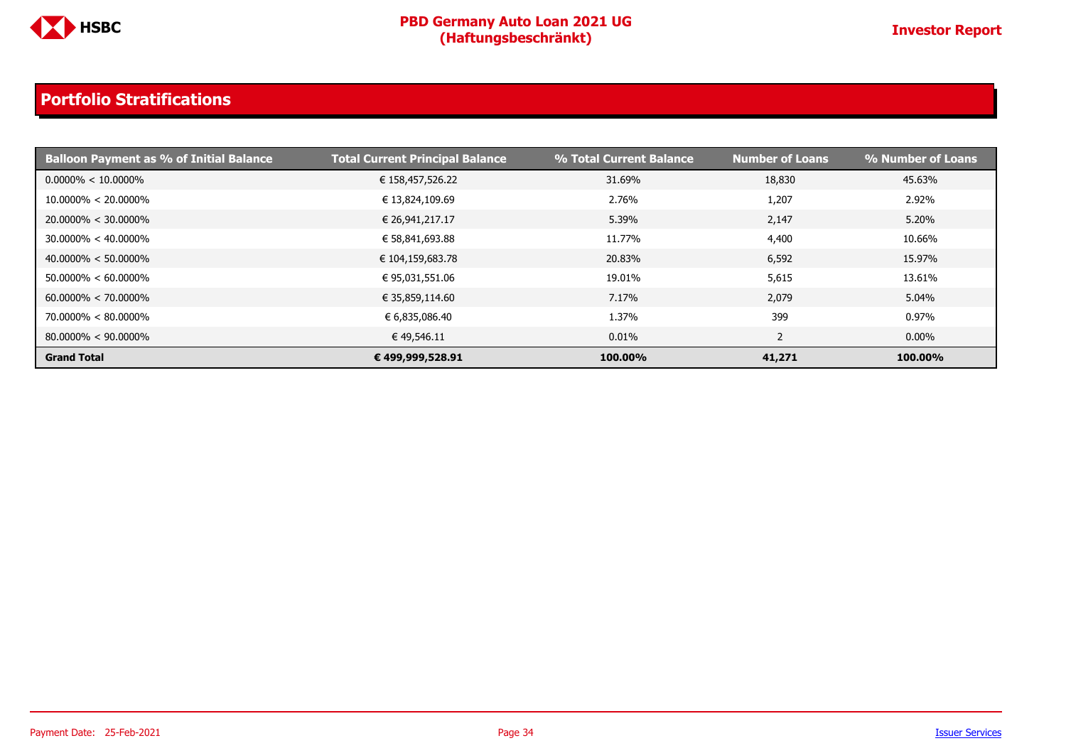## Portfolio Stratifications

| Balloon Payment as % of Initial Balance | Total Current Principal Balance | % Total Current Balance | Number of Loans | % Number of Loans |
|---|---|---|---|---|
| 0.0000% < 10.0000% | € 158,457,526.22 | 31.69% | 18,830 | 45.63% |
| 10.0000% < 20.0000% | € 13,824,109.69 | 2.76% | 1,207 | 2.92% |
| 20.0000% < 30.0000% | € 26,941,217.17 | 5.39% | 2,147 | 5.20% |
| 30.0000% < 40.0000% | € 58,841,693.88 | 11.77% | 4,400 | 10.66% |
| 40.0000% < 50.0000% | € 104,159,683.78 | 20.83% | 6,592 | 15.97% |
| 50.0000% < 60.0000% | € 95,031,551.06 | 19.01% | 5,615 | 13.61% |
| 60.0000% < 70.0000% | € 35,859,114.60 | 7.17% | 2,079 | 5.04% |
| 70.0000% < 80.0000% | € 6,835,086.40 | 1.37% | 399 | 0.97% |
| 80.0000% < 90.0000% | € 49,546.11 | 0.01% | 2 | 0.00% |
| **Grand Total** | **€ 499,999,528.91** | **100.00%** | **41,271** | **100.00%** |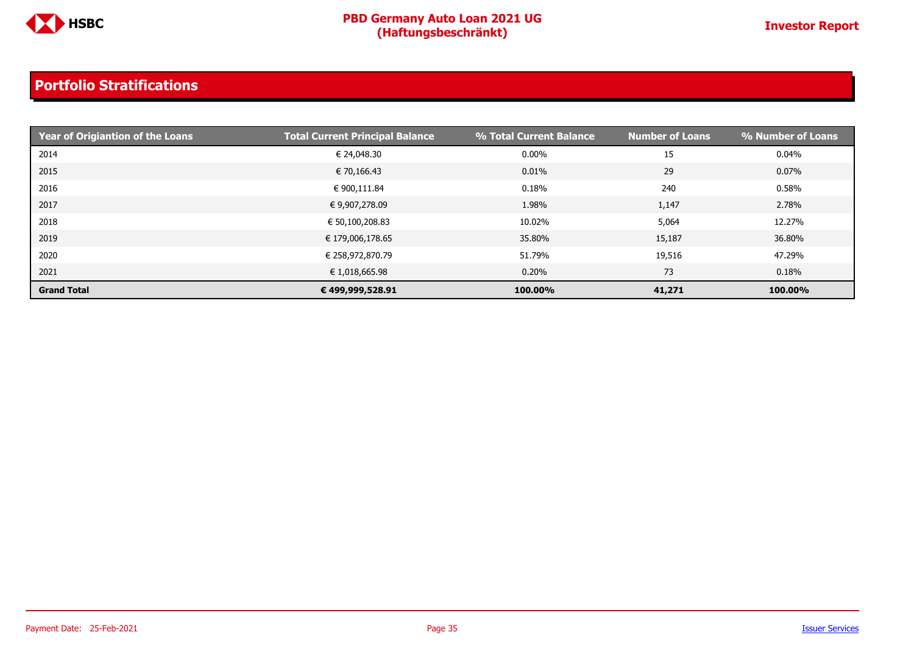## Portfolio Stratifications

| Year of Origiantion of the Loans | Total Current Principal Balance | % Total Current Balance | Number of Loans | % Number of Loans |
|---|---|---|---|---|
| 2014 | € 24,048.30 | 0.00% | 15 | 0.04% |
| 2015 | € 70,166.43 | 0.01% | 29 | 0.07% |
| 2016 | € 900,111.84 | 0.18% | 240 | 0.58% |
| 2017 | € 9,907,278.09 | 1.98% | 1,147 | 2.78% |
| 2018 | € 50,100,208.83 | 10.02% | 5,064 | 12.27% |
| 2019 | € 179,006,178.65 | 35.80% | 15,187 | 36.80% |
| 2020 | € 258,972,870.79 | 51.79% | 19,516 | 47.29% |
| 2021 | € 1,018,665.98 | 0.20% | 73 | 0.18% |
| **Grand Total** | **€ 499,999,528.91** | **100.00%** | **41,271** | **100.00%** |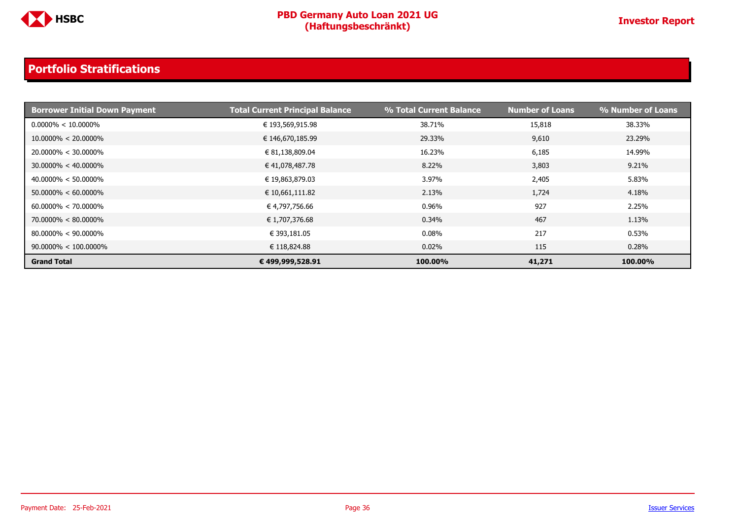## Portfolio Stratifications

| Borrower Initial Down Payment | Total Current Principal Balance | % Total Current Balance | Number of Loans | % Number of Loans |
|---|---|---|---|---|
| 0.0000% < 10.0000% | € 193,569,915.98 | 38.71% | 15,818 | 38.33% |
| 10.0000% < 20.0000% | € 146,670,185.99 | 29.33% | 9,610 | 23.29% |
| 20.0000% < 30.0000% | € 81,138,809.04 | 16.23% | 6,185 | 14.99% |
| 30.0000% < 40.0000% | € 41,078,487.78 | 8.22% | 3,803 | 9.21% |
| 40.0000% < 50.0000% | € 19,863,879.03 | 3.97% | 2,405 | 5.83% |
| 50.0000% < 60.0000% | € 10,661,111.82 | 2.13% | 1,724 | 4.18% |
| 60.0000% < 70.0000% | € 4,797,756.66 | 0.96% | 927 | 2.25% |
| 70.0000% < 80.0000% | € 1,707,376.68 | 0.34% | 467 | 1.13% |
| 80.0000% < 90.0000% | € 393,181.05 | 0.08% | 217 | 0.53% |
| 90.0000% < 100.0000% | € 118,824.88 | 0.02% | 115 | 0.28% |
| **Grand Total** | **€ 499,999,528.91** | **100.00%** | **41,271** | **100.00%** |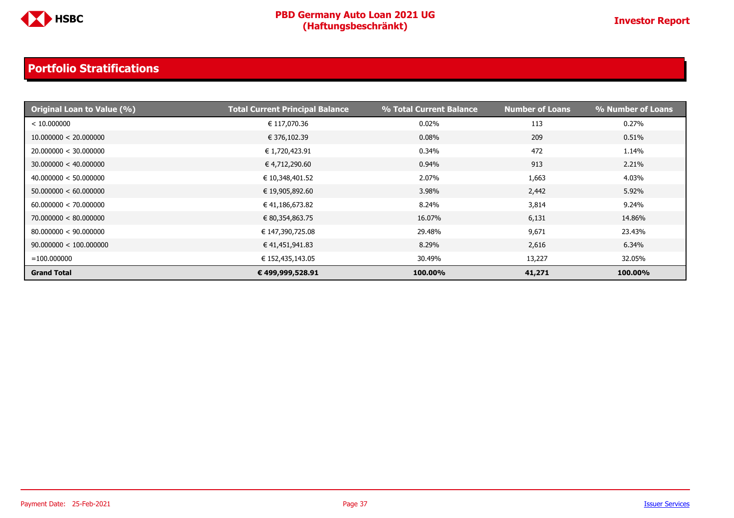## Portfolio Stratifications

| Original Loan to Value (%) | Total Current Principal Balance | % Total Current Balance | Number of Loans | % Number of Loans |
|---|---|---|---|---|
| < 10.000000 | € 117,070.36 | 0.02% | 113 | 0.27% |
| 10.000000 < 20.000000 | € 376,102.39 | 0.08% | 209 | 0.51% |
| 20.000000 < 30.000000 | € 1,720,423.91 | 0.34% | 472 | 1.14% |
| 30.000000 < 40.000000 | € 4,712,290.60 | 0.94% | 913 | 2.21% |
| 40.000000 < 50.000000 | € 10,348,401.52 | 2.07% | 1,663 | 4.03% |
| 50.000000 < 60.000000 | € 19,905,892.60 | 3.98% | 2,442 | 5.92% |
| 60.000000 < 70.000000 | € 41,186,673.82 | 8.24% | 3,814 | 9.24% |
| 70.000000 < 80.000000 | € 80,354,863.75 | 16.07% | 6,131 | 14.86% |
| 80.000000 < 90.000000 | € 147,390,725.08 | 29.48% | 9,671 | 23.43% |
| 90.000000 < 100.000000 | € 41,451,941.83 | 8.29% | 2,616 | 6.34% |
| =100.000000 | € 152,435,143.05 | 30.49% | 13,227 | 32.05% |
| **Grand Total** | **€ 499,999,528.91** | **100.00%** | **41,271** | **100.00%** |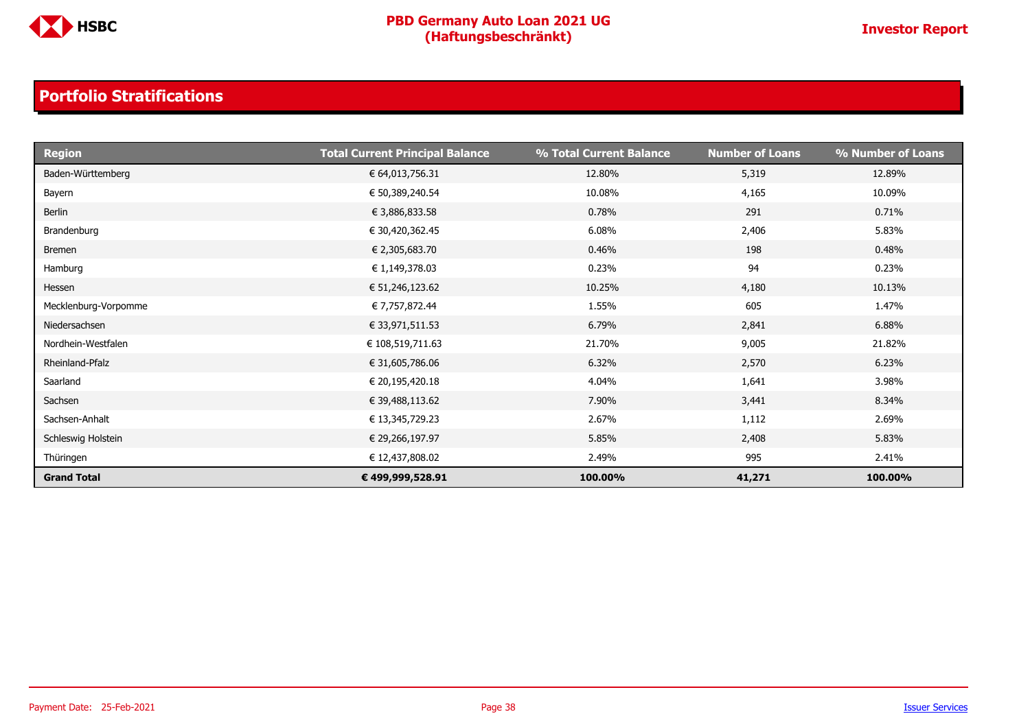## Portfolio Stratifications

| Region | Total Current Principal Balance | % Total Current Balance | Number of Loans | % Number of Loans |
|---|---|---|---|---|
| Baden-Württemberg | € 64,013,756.31 | 12.80% | 5,319 | 12.89% |
| Bayern | € 50,389,240.54 | 10.08% | 4,165 | 10.09% |
| Berlin | € 3,886,833.58 | 0.78% | 291 | 0.71% |
| Brandenburg | € 30,420,362.45 | 6.08% | 2,406 | 5.83% |
| Bremen | € 2,305,683.70 | 0.46% | 198 | 0.48% |
| Hamburg | € 1,149,378.03 | 0.23% | 94 | 0.23% |
| Hessen | € 51,246,123.62 | 10.25% | 4,180 | 10.13% |
| Mecklenburg-Vorpomme | € 7,757,872.44 | 1.55% | 605 | 1.47% |
| Niedersachsen | € 33,971,511.53 | 6.79% | 2,841 | 6.88% |
| Nordhein-Westfalen | € 108,519,711.63 | 21.70% | 9,005 | 21.82% |
| Rheinland-Pfalz | € 31,605,786.06 | 6.32% | 2,570 | 6.23% |
| Saarland | € 20,195,420.18 | 4.04% | 1,641 | 3.98% |
| Sachsen | € 39,488,113.62 | 7.90% | 3,441 | 8.34% |
| Sachsen-Anhalt | € 13,345,729.23 | 2.67% | 1,112 | 2.69% |
| Schleswig Holstein | € 29,266,197.97 | 5.85% | 2,408 | 5.83% |
| Thüringen | € 12,437,808.02 | 2.49% | 995 | 2.41% |
| **Grand Total** | **€ 499,999,528.91** | **100.00%** | **41,271** | **100.00%** |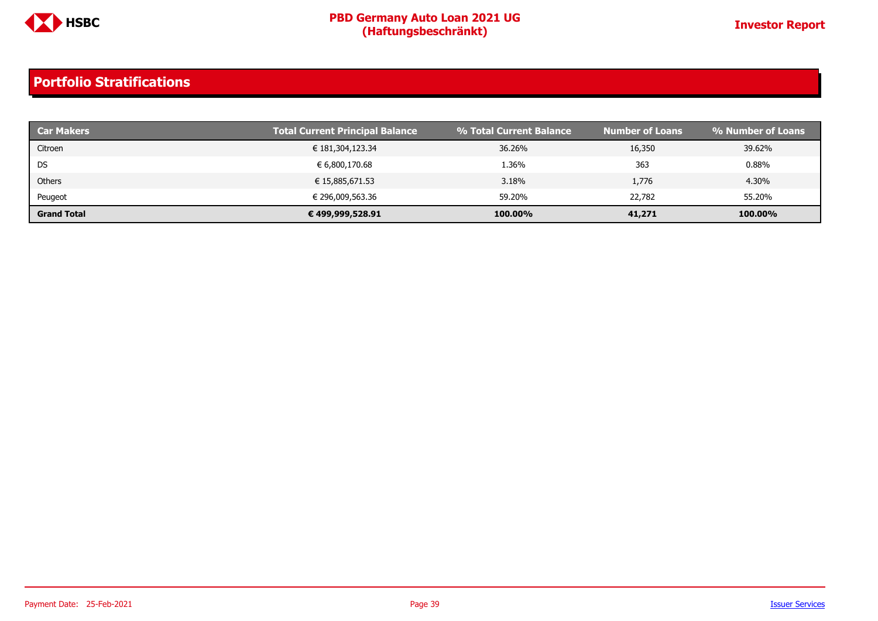## Portfolio Stratifications

| Car Makers | Total Current Principal Balance | % Total Current Balance | Number of Loans | % Number of Loans |
|---|---|---|---|---|
| Citroen | € 181,304,123.34 | 36.26% | 16,350 | 39.62% |
| DS | € 6,800,170.68 | 1.36% | 363 | 0.88% |
| Others | € 15,885,671.53 | 3.18% | 1,776 | 4.30% |
| Peugeot | € 296,009,563.36 | 59.20% | 22,782 | 55.20% |
| **Grand Total** | **€ 499,999,528.91** | **100.00%** | **41,271** | **100.00%** |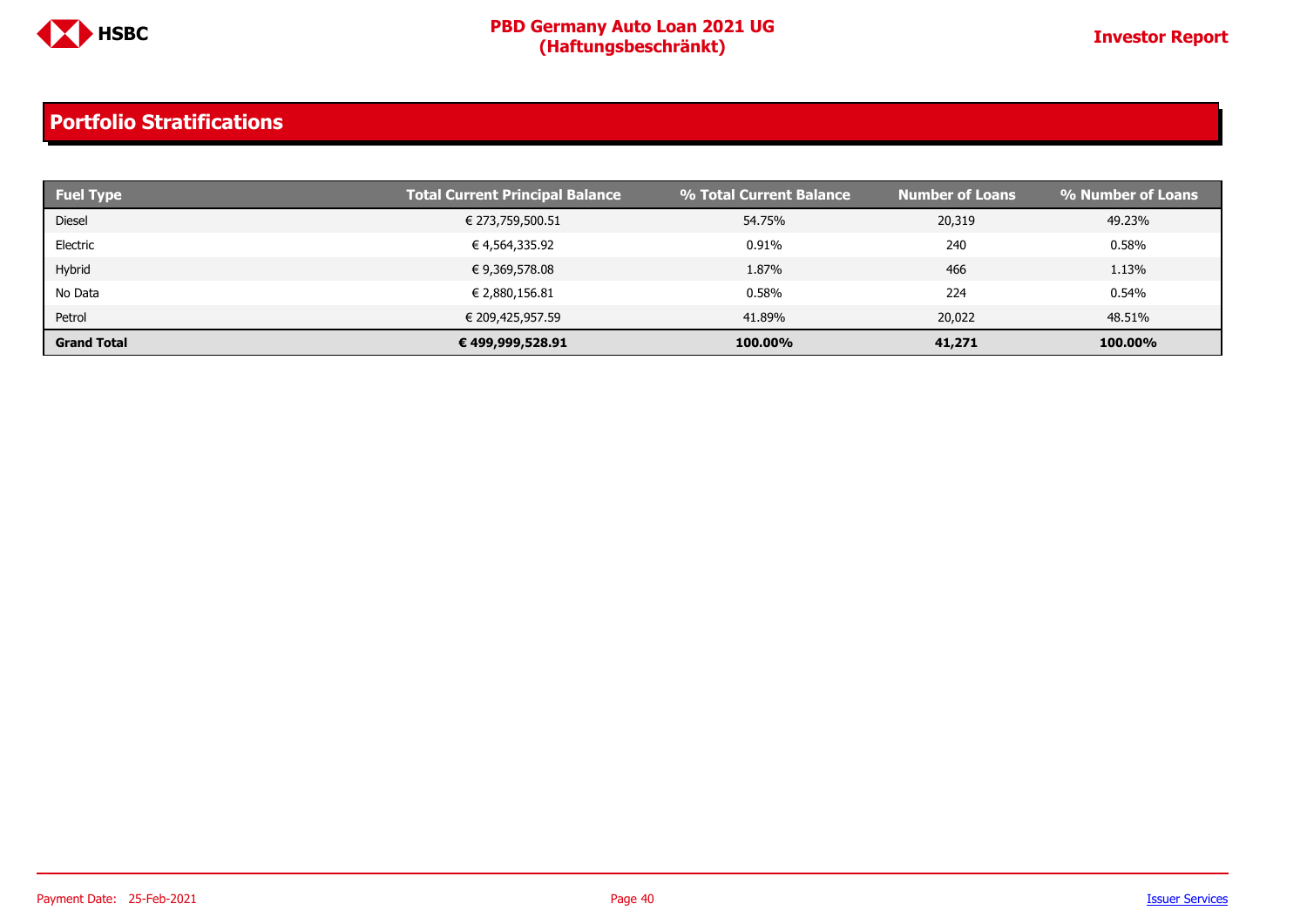## Portfolio Stratifications

| Fuel Type | Total Current Principal Balance | % Total Current Balance | Number of Loans | % Number of Loans |
|---|---|---|---|---|
| Diesel | € 273,759,500.51 | 54.75% | 20,319 | 49.23% |
| Electric | € 4,564,335.92 | 0.91% | 240 | 0.58% |
| Hybrid | € 9,369,578.08 | 1.87% | 466 | 1.13% |
| No Data | € 2,880,156.81 | 0.58% | 224 | 0.54% |
| Petrol | € 209,425,957.59 | 41.89% | 20,022 | 48.51% |
| **Grand Total** | **€ 499,999,528.91** | **100.00%** | **41,271** | **100.00%** |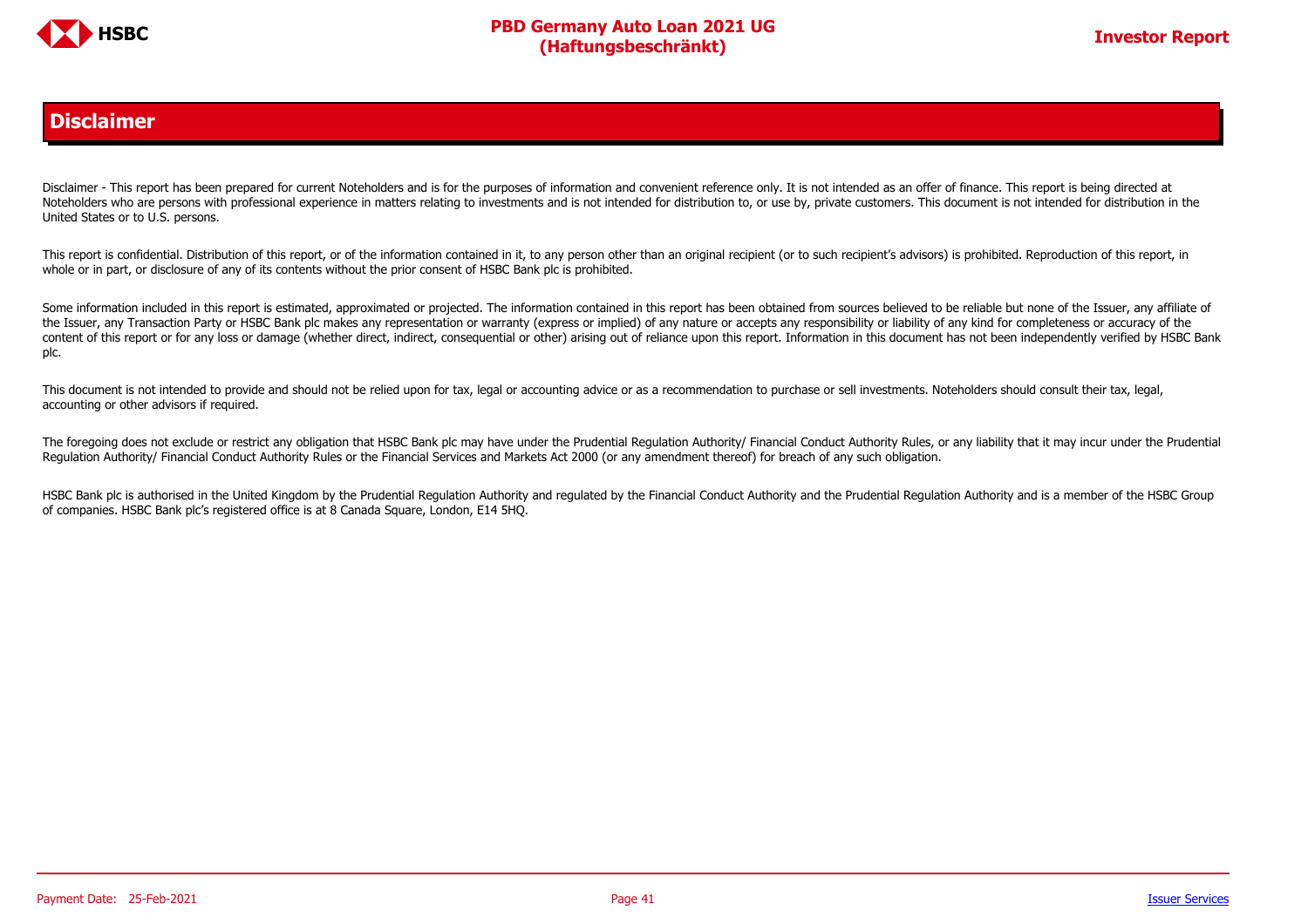## Disclaimer

Disclaimer - This report has been prepared for current Noteholders and is for the purposes of information and convenient reference only. It is not intended as an offer of finance. This report is being directed at Noteholders who are persons with professional experience in matters relating to investments and is not intended for distribution to, or use by, private customers. This document is not intended for distribution in the United States or to U.S. persons.

This report is confidential. Distribution of this report, or of the information contained in it, to any person other than an original recipient (or to such recipient's advisors) is prohibited. Reproduction of this report, in whole or in part, or disclosure of any of its contents without the prior consent of HSBC Bank plc is prohibited.

Some information included in this report is estimated, approximated or projected. The information contained in this report has been obtained from sources believed to be reliable but none of the Issuer, any affiliate of the Issuer, any Transaction Party or HSBC Bank plc makes any representation or warranty (express or implied) of any nature or accepts any responsibility or liability of any kind for completeness or accuracy of the content of this report or for any loss or damage (whether direct, indirect, consequential or other) arising out of reliance upon this report. Information in this document has not been independently verified by HSBC Bank plc.

This document is not intended to provide and should not be relied upon for tax, legal or accounting advice or as a recommendation to purchase or sell investments. Noteholders should consult their tax, legal, accounting or other advisors if required.

The foregoing does not exclude or restrict any obligation that HSBC Bank plc may have under the Prudential Regulation Authority/ Financial Conduct Authority Rules, or any liability that it may incur under the Prudential Regulation Authority/ Financial Conduct Authority Rules or the Financial Services and Markets Act 2000 (or any amendment thereof) for breach of any such obligation.

HSBC Bank plc is authorised in the United Kingdom by the Prudential Regulation Authority and regulated by the Financial Conduct Authority and the Prudential Regulation Authority and is a member of the HSBC Group of companies. HSBC Bank plc's registered office is at 8 Canada Square, London, E14 5HQ.